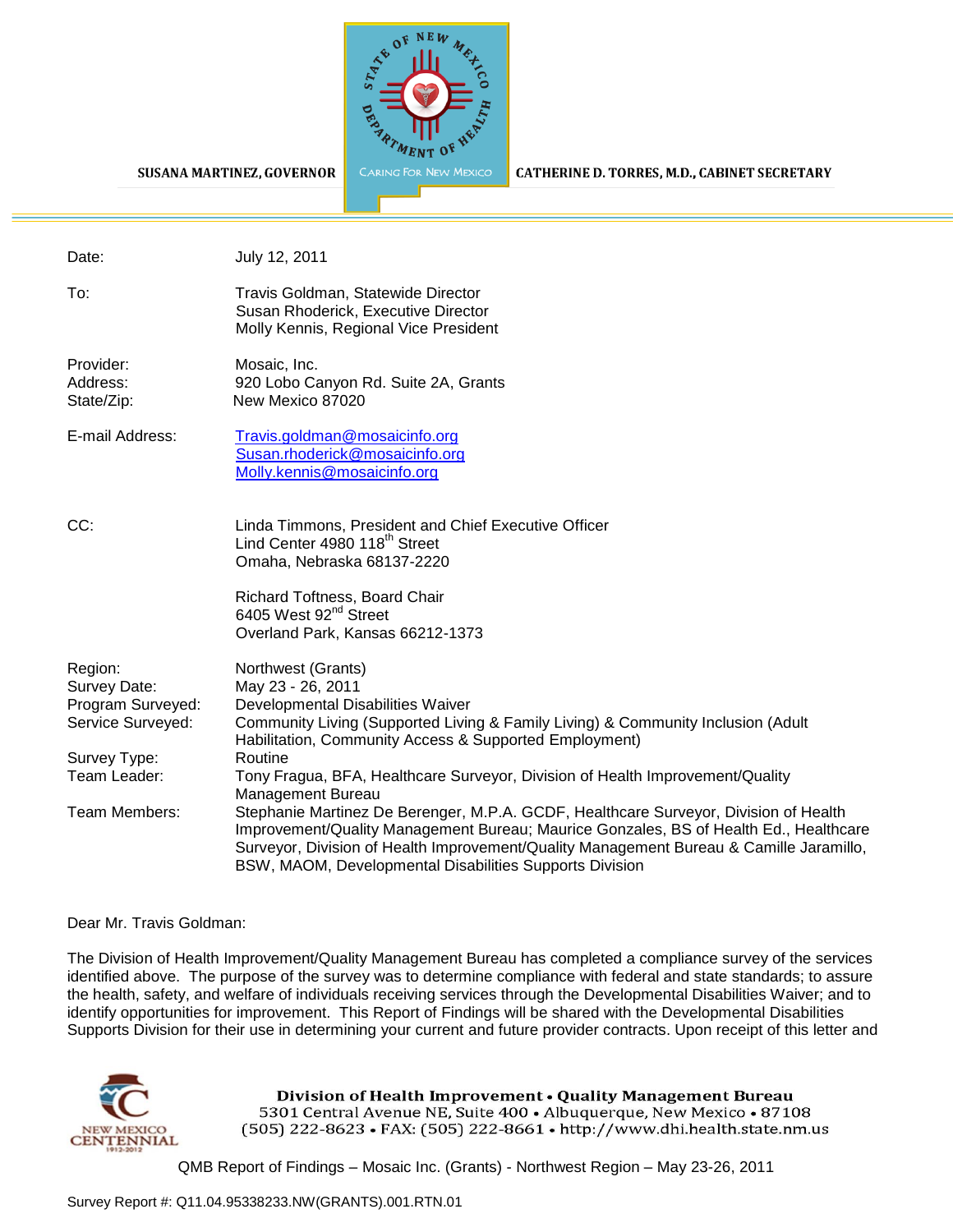SUSANA MARTINEZ, GOVERNOR

CATHERINE D. TORRES, M.D., CABINET SECRETARY

| | |
|---|---|
| Date: | July 12, 2011 |
| To: | Travis Goldman, Statewide Director<br>Susan Rhoderick, Executive Director<br>Molly Kennis, Regional Vice President |
| Provider: | Mosaic, Inc. |
| Address: | 920 Lobo Canyon Rd. Suite 2A, Grants |
| State/Zip: | New Mexico 87020 |
| E-mail Address: | Travis.goldman@mosaicinfo.org<br>Susan.rhoderick@mosaicinfo.org<br>Molly.kennis@mosaicinfo.org |
| CC: | Linda Timmons, President and Chief Executive Officer<br>Lind Center 4980 118th Street<br>Omaha, Nebraska 68137-2220<br><br>Richard Toftness, Board Chair<br>6405 West 92nd Street<br>Overland Park, Kansas 66212-1373 |
| Region: | Northwest (Grants) |
| Survey Date: | May 23 - 26, 2011 |
| Program Surveyed: | Developmental Disabilities Waiver |
| Service Surveyed: | Community Living (Supported Living & Family Living) & Community Inclusion (Adult Habilitation, Community Access & Supported Employment) |
| Survey Type: | Routine |
| Team Leader: | Tony Fragua, BFA, Healthcare Surveyor, Division of Health Improvement/Quality Management Bureau |
| Team Members: | Stephanie Martinez De Berenger, M.P.A. GCDF, Healthcare Surveyor, Division of Health Improvement/Quality Management Bureau; Maurice Gonzales, BS of Health Ed., Healthcare Surveyor, Division of Health Improvement/Quality Management Bureau & Camille Jaramillo, BSW, MAOM, Developmental Disabilities Supports Division |

Dear Mr. Travis Goldman:

The Division of Health Improvement/Quality Management Bureau has completed a compliance survey of the services identified above. The purpose of the survey was to determine compliance with federal and state standards; to assure the health, safety, and welfare of individuals receiving services through the Developmental Disabilities Waiver; and to identify opportunities for improvement. This Report of Findings will be shared with the Developmental Disabilities Supports Division for their use in determining your current and future provider contracts. Upon receipt of this letter and

Division of Health Improvement • Quality Management Bureau
5301 Central Avenue NE, Suite 400 • Albuquerque, New Mexico • 87108
(505) 222-8623 • FAX: (505) 222-8661 • http://www.dhi.health.state.nm.us

Survey Report #: Q11.04.95338233.NW(GRANTS).001.RTN.01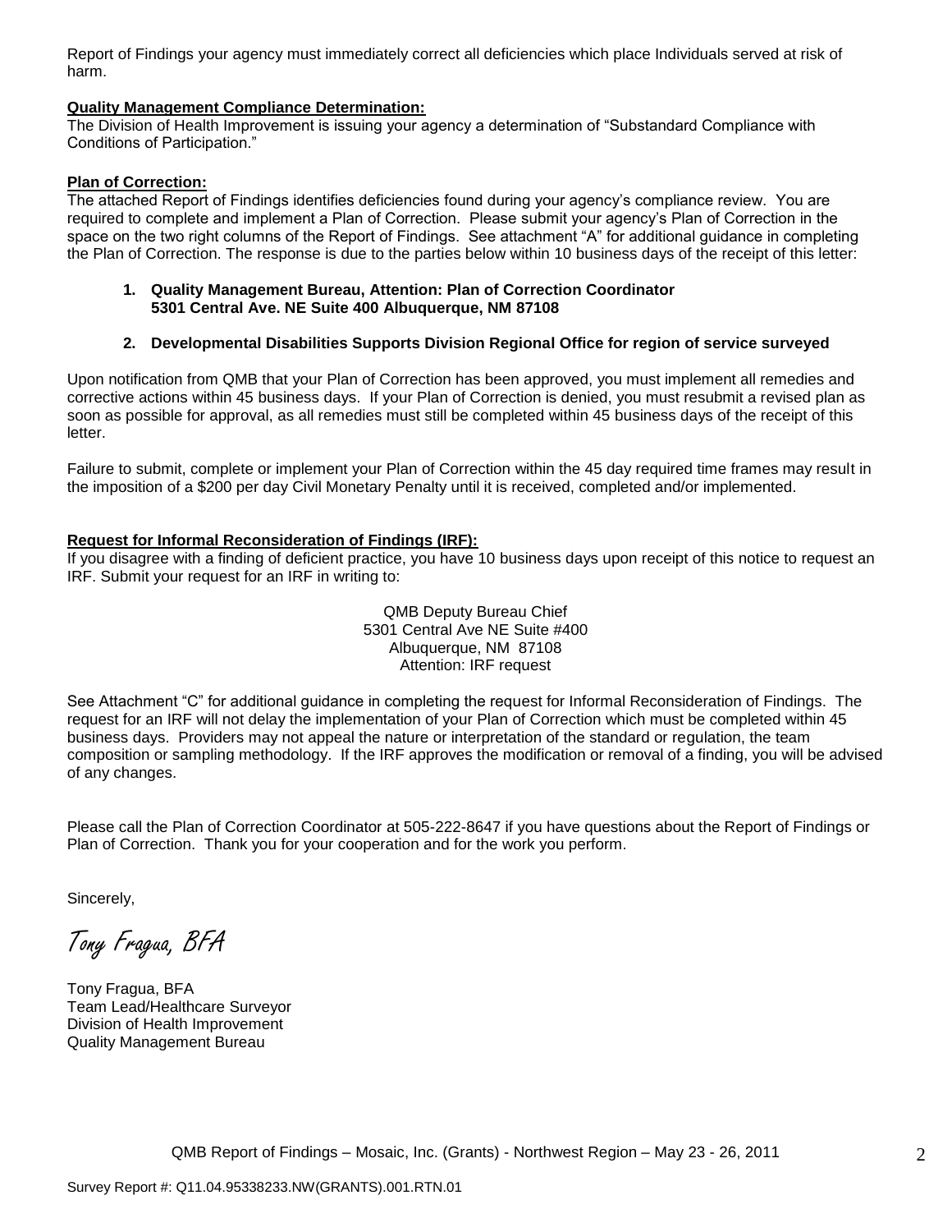Report of Findings your agency must immediately correct all deficiencies which place Individuals served at risk of harm.

**Quality Management Compliance Determination:**

The Division of Health Improvement is issuing your agency a determination of "Substandard Compliance with Conditions of Participation."

**Plan of Correction:**

The attached Report of Findings identifies deficiencies found during your agency's compliance review. You are required to complete and implement a Plan of Correction. Please submit your agency's Plan of Correction in the space on the two right columns of the Report of Findings. See attachment "A" for additional guidance in completing the Plan of Correction. The response is due to the parties below within 10 business days of the receipt of this letter:

1. **Quality Management Bureau, Attention: Plan of Correction Coordinator 5301 Central Ave. NE Suite 400 Albuquerque, NM 87108**

2. **Developmental Disabilities Supports Division Regional Office for region of service surveyed**

Upon notification from QMB that your Plan of Correction has been approved, you must implement all remedies and corrective actions within 45 business days. If your Plan of Correction is denied, you must resubmit a revised plan as soon as possible for approval, as all remedies must still be completed within 45 business days of the receipt of this letter.

Failure to submit, complete or implement your Plan of Correction within the 45 day required time frames may result in the imposition of a $200 per day Civil Monetary Penalty until it is received, completed and/or implemented.

**Request for Informal Reconsideration of Findings (IRF):**

If you disagree with a finding of deficient practice, you have 10 business days upon receipt of this notice to request an IRF. Submit your request for an IRF in writing to:

QMB Deputy Bureau Chief
5301 Central Ave NE Suite #400
Albuquerque, NM 87108
Attention: IRF request

See Attachment "C" for additional guidance in completing the request for Informal Reconsideration of Findings. The request for an IRF will not delay the implementation of your Plan of Correction which must be completed within 45 business days. Providers may not appeal the nature or interpretation of the standard or regulation, the team composition or sampling methodology. If the IRF approves the modification or removal of a finding, you will be advised of any changes.

Please call the Plan of Correction Coordinator at 505-222-8647 if you have questions about the Report of Findings or Plan of Correction. Thank you for your cooperation and for the work you perform.

Sincerely,

*Tony Fragua, BFA*

Tony Fragua, BFA
Team Lead/Healthcare Surveyor
Division of Health Improvement
Quality Management Bureau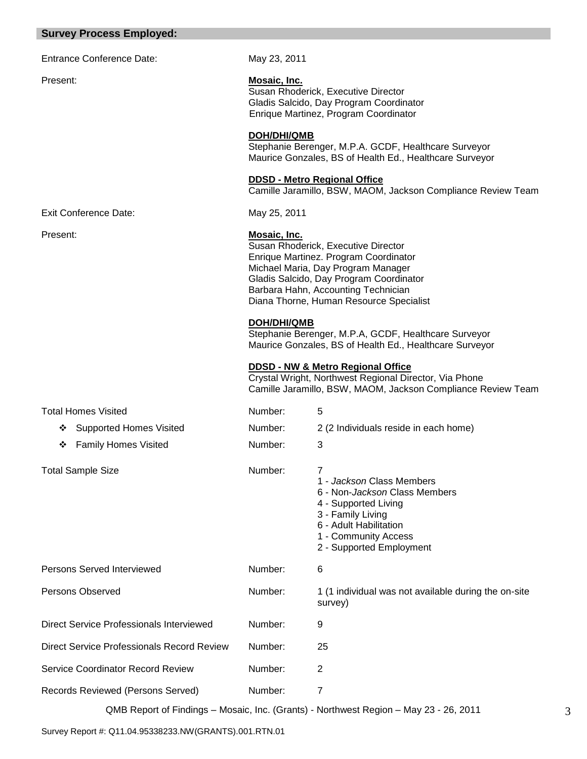## Survey Process Employed:

| | | |
|---|---|---|
| Entrance Conference Date: | May 23, 2011 | |
| Present: | **Mosaic, Inc.**<br>Susan Rhoderick, Executive Director<br>Gladis Salcido, Day Program Coordinator<br>Enrique Martinez, Program Coordinator<br><br>**DOH/DHI/QMB**<br>Stephanie Berenger, M.P.A. GCDF, Healthcare Surveyor<br>Maurice Gonzales, BS of Health Ed., Healthcare Surveyor<br><br>**DDSD - Metro Regional Office**<br>Camille Jaramillo, BSW, MAOM, Jackson Compliance Review Team | |
| Exit Conference Date: | May 25, 2011 | |
| Present: | **Mosaic, Inc.**<br>Susan Rhoderick, Executive Director<br>Enrique Martinez. Program Coordinator<br>Michael Maria, Day Program Manager<br>Gladis Salcido, Day Program Coordinator<br>Barbara Hahn, Accounting Technician<br>Diana Thorne, Human Resource Specialist<br><br>**DOH/DHI/QMB**<br>Stephanie Berenger, M.P.A, GCDF, Healthcare Surveyor<br>Maurice Gonzales, BS of Health Ed., Healthcare Surveyor<br><br>**DDSD - NW & Metro Regional Office**<br>Crystal Wright, Northwest Regional Director, Via Phone<br>Camille Jaramillo, BSW, MAOM, Jackson Compliance Review Team | |
| Total Homes Visited | Number: | 5 |
| ❖ Supported Homes Visited | Number: | 2 (2 Individuals reside in each home) |
| ❖ Family Homes Visited | Number: | 3 |
| Total Sample Size | Number: | 7<br>1 - *Jackson* Class Members<br>6 - Non-*Jackson* Class Members<br>4 - Supported Living<br>3 - Family Living<br>6 - Adult Habilitation<br>1 - Community Access<br>2 - Supported Employment |
| Persons Served Interviewed | Number: | 6 |
| Persons Observed | Number: | 1 (1 individual was not available during the on-site survey) |
| Direct Service Professionals Interviewed | Number: | 9 |
| Direct Service Professionals Record Review | Number: | 25 |
| Service Coordinator Record Review | Number: | 2 |
| Records Reviewed (Persons Served) | Number: | 7 |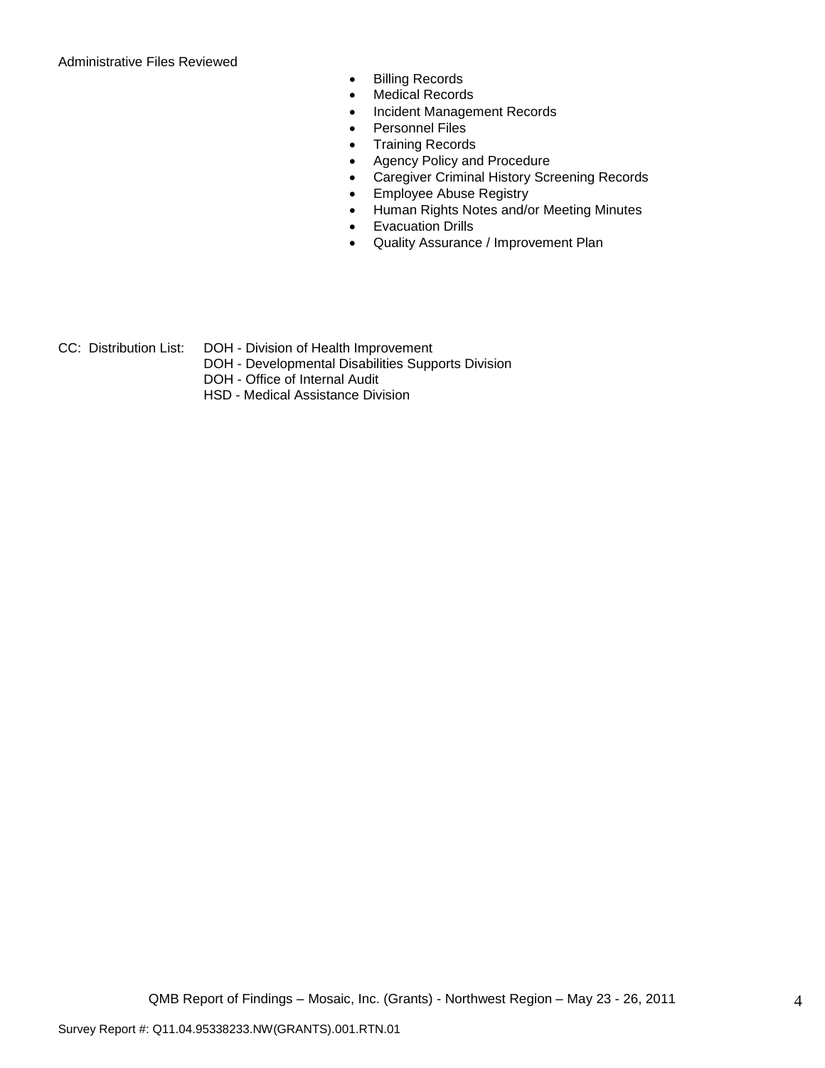Administrative Files Reviewed

- Billing Records
- Medical Records
- Incident Management Records
- Personnel Files
- Training Records
- Agency Policy and Procedure
- Caregiver Criminal History Screening Records
- Employee Abuse Registry
- Human Rights Notes and/or Meeting Minutes
- Evacuation Drills
- Quality Assurance / Improvement Plan

CC: Distribution List: DOH - Division of Health Improvement
DOH - Developmental Disabilities Supports Division
DOH - Office of Internal Audit
HSD - Medical Assistance Division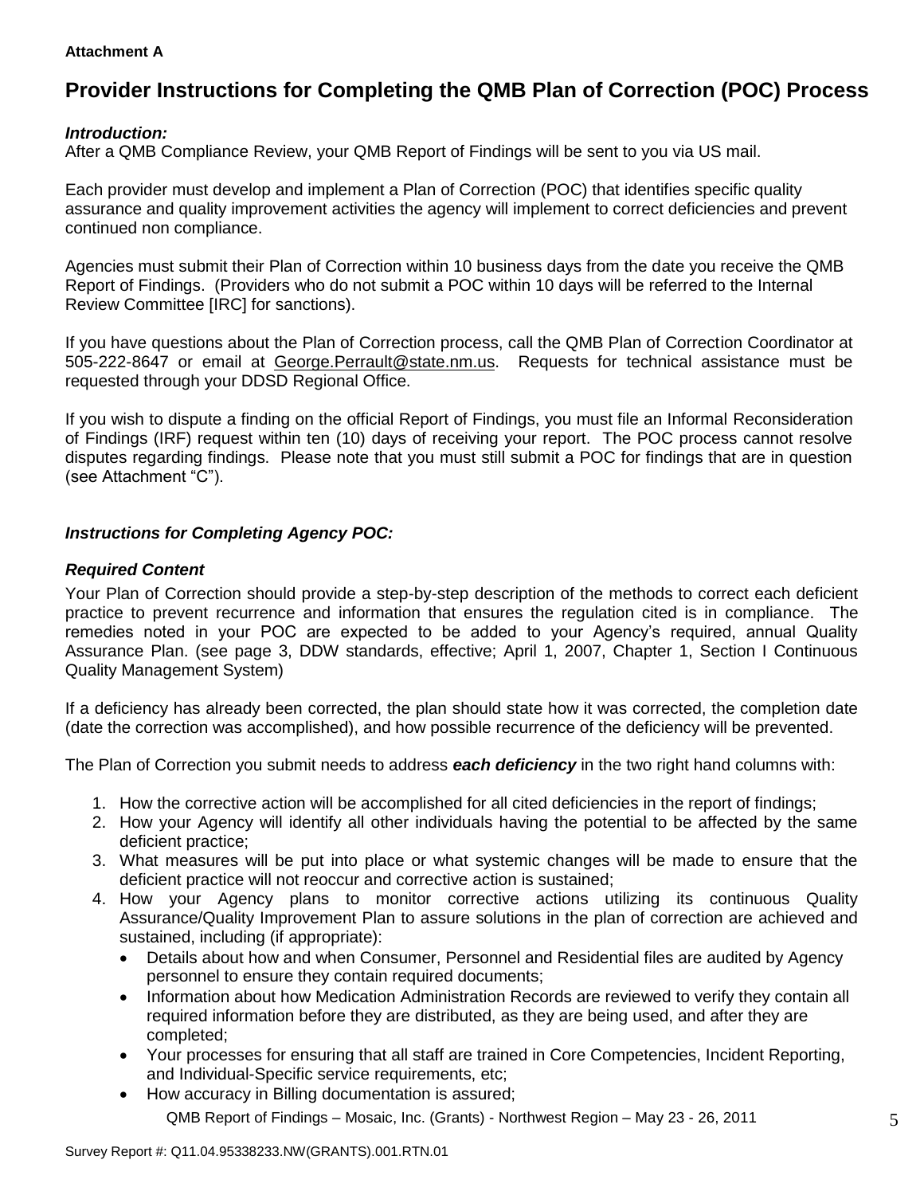**Attachment A**

# Provider Instructions for Completing the QMB Plan of Correction (POC) Process

***Introduction:***

After a QMB Compliance Review, your QMB Report of Findings will be sent to you via US mail.

Each provider must develop and implement a Plan of Correction (POC) that identifies specific quality assurance and quality improvement activities the agency will implement to correct deficiencies and prevent continued non compliance.

Agencies must submit their Plan of Correction within 10 business days from the date you receive the QMB Report of Findings. (Providers who do not submit a POC within 10 days will be referred to the Internal Review Committee [IRC] for sanctions).

If you have questions about the Plan of Correction process, call the QMB Plan of Correction Coordinator at 505-222-8647 or email at George.Perrault@state.nm.us. Requests for technical assistance must be requested through your DDSD Regional Office.

If you wish to dispute a finding on the official Report of Findings, you must file an Informal Reconsideration of Findings (IRF) request within ten (10) days of receiving your report. The POC process cannot resolve disputes regarding findings. Please note that you must still submit a POC for findings that are in question (see Attachment "C").

***Instructions for Completing Agency POC:***

***Required Content***

Your Plan of Correction should provide a step-by-step description of the methods to correct each deficient practice to prevent recurrence and information that ensures the regulation cited is in compliance. The remedies noted in your POC are expected to be added to your Agency's required, annual Quality Assurance Plan. (see page 3, DDW standards, effective; April 1, 2007, Chapter 1, Section I Continuous Quality Management System)

If a deficiency has already been corrected, the plan should state how it was corrected, the completion date (date the correction was accomplished), and how possible recurrence of the deficiency will be prevented.

The Plan of Correction you submit needs to address ***each deficiency*** in the two right hand columns with:

1. How the corrective action will be accomplished for all cited deficiencies in the report of findings;
2. How your Agency will identify all other individuals having the potential to be affected by the same deficient practice;
3. What measures will be put into place or what systemic changes will be made to ensure that the deficient practice will not reoccur and corrective action is sustained;
4. How your Agency plans to monitor corrective actions utilizing its continuous Quality Assurance/Quality Improvement Plan to assure solutions in the plan of correction are achieved and sustained, including (if appropriate):
   - Details about how and when Consumer, Personnel and Residential files are audited by Agency personnel to ensure they contain required documents;
   - Information about how Medication Administration Records are reviewed to verify they contain all required information before they are distributed, as they are being used, and after they are completed;
   - Your processes for ensuring that all staff are trained in Core Competencies, Incident Reporting, and Individual-Specific service requirements, etc;
   - How accuracy in Billing documentation is assured;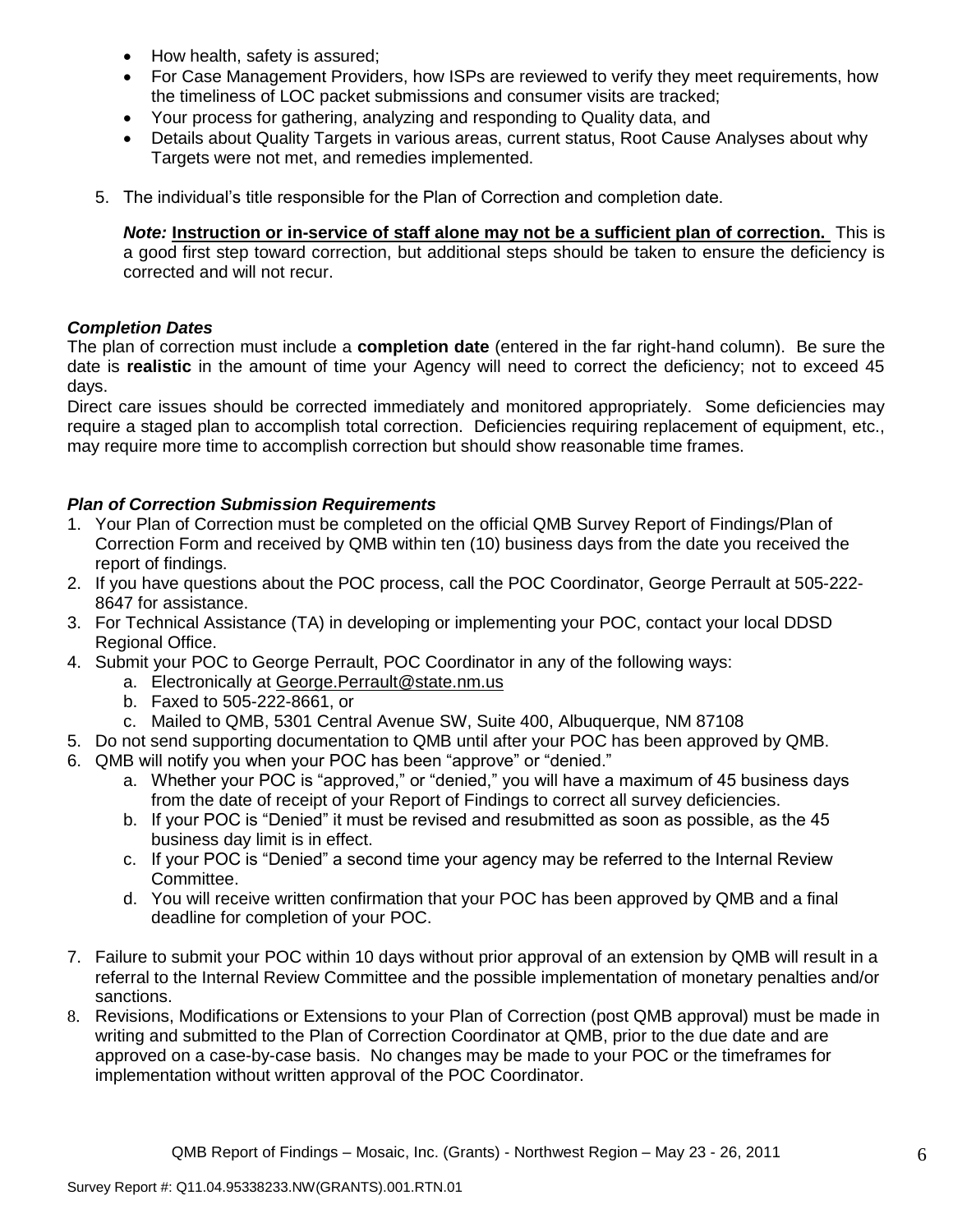- How health, safety is assured;
- For Case Management Providers, how ISPs are reviewed to verify they meet requirements, how the timeliness of LOC packet submissions and consumer visits are tracked;
- Your process for gathering, analyzing and responding to Quality data, and
- Details about Quality Targets in various areas, current status, Root Cause Analyses about why Targets were not met, and remedies implemented.

5. The individual's title responsible for the Plan of Correction and completion date.

   ***Note:*** **Instruction or in-service of staff alone may not be a sufficient plan of correction.** This is a good first step toward correction, but additional steps should be taken to ensure the deficiency is corrected and will not recur.

### *Completion Dates*

The plan of correction must include a **completion date** (entered in the far right-hand column). Be sure the date is **realistic** in the amount of time your Agency will need to correct the deficiency; not to exceed 45 days.

Direct care issues should be corrected immediately and monitored appropriately. Some deficiencies may require a staged plan to accomplish total correction. Deficiencies requiring replacement of equipment, etc., may require more time to accomplish correction but should show reasonable time frames.

### *Plan of Correction Submission Requirements*

1. Your Plan of Correction must be completed on the official QMB Survey Report of Findings/Plan of Correction Form and received by QMB within ten (10) business days from the date you received the report of findings.
2. If you have questions about the POC process, call the POC Coordinator, George Perrault at 505-222-8647 for assistance.
3. For Technical Assistance (TA) in developing or implementing your POC, contact your local DDSD Regional Office.
4. Submit your POC to George Perrault, POC Coordinator in any of the following ways:
   a. Electronically at George.Perrault@state.nm.us
   b. Faxed to 505-222-8661, or
   c. Mailed to QMB, 5301 Central Avenue SW, Suite 400, Albuquerque, NM 87108
5. Do not send supporting documentation to QMB until after your POC has been approved by QMB.
6. QMB will notify you when your POC has been "approve" or "denied."
   a. Whether your POC is "approved," or "denied," you will have a maximum of 45 business days from the date of receipt of your Report of Findings to correct all survey deficiencies.
   b. If your POC is "Denied" it must be revised and resubmitted as soon as possible, as the 45 business day limit is in effect.
   c. If your POC is "Denied" a second time your agency may be referred to the Internal Review Committee.
   d. You will receive written confirmation that your POC has been approved by QMB and a final deadline for completion of your POC.
7. Failure to submit your POC within 10 days without prior approval of an extension by QMB will result in a referral to the Internal Review Committee and the possible implementation of monetary penalties and/or sanctions.
8. Revisions, Modifications or Extensions to your Plan of Correction (post QMB approval) must be made in writing and submitted to the Plan of Correction Coordinator at QMB, prior to the due date and are approved on a case-by-case basis. No changes may be made to your POC or the timeframes for implementation without written approval of the POC Coordinator.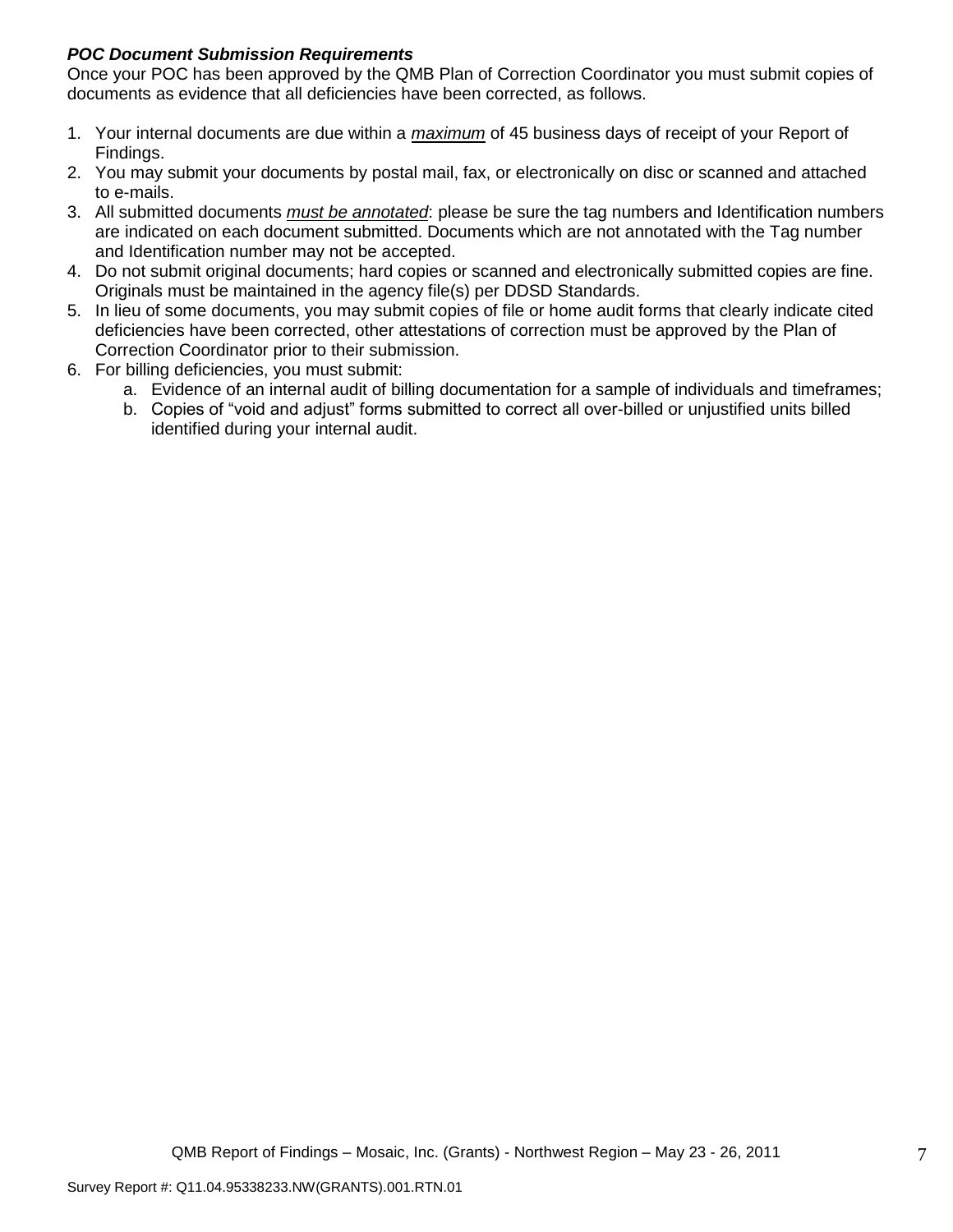***POC Document Submission Requirements***

Once your POC has been approved by the QMB Plan of Correction Coordinator you must submit copies of documents as evidence that all deficiencies have been corrected, as follows.

1. Your internal documents are due within a ***maximum*** of 45 business days of receipt of your Report of Findings.
2. You may submit your documents by postal mail, fax, or electronically on disc or scanned and attached to e-mails.
3. All submitted documents *must be annotated*: please be sure the tag numbers and Identification numbers are indicated on each document submitted. Documents which are not annotated with the Tag number and Identification number may not be accepted.
4. Do not submit original documents; hard copies or scanned and electronically submitted copies are fine. Originals must be maintained in the agency file(s) per DDSD Standards.
5. In lieu of some documents, you may submit copies of file or home audit forms that clearly indicate cited deficiencies have been corrected, other attestations of correction must be approved by the Plan of Correction Coordinator prior to their submission.
6. For billing deficiencies, you must submit:
    a. Evidence of an internal audit of billing documentation for a sample of individuals and timeframes;
    b. Copies of "void and adjust" forms submitted to correct all over-billed or unjustified units billed identified during your internal audit.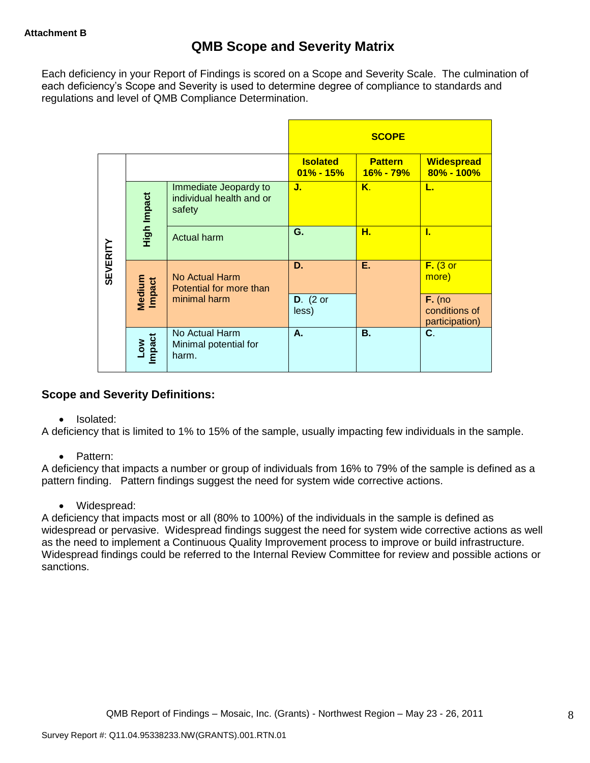**Attachment B**

# QMB Scope and Severity Matrix

Each deficiency in your Report of Findings is scored on a Scope and Severity Scale. The culmination of each deficiency's Scope and Severity is used to determine degree of compliance to standards and regulations and level of QMB Compliance Determination.

| SEVERITY | | | SCOPE | | |
|---|---|---|---|---|---|
| | | | **Isolated 01% - 15%** | **Pattern 16% - 79%** | **Widespread 80% - 100%** |
| | **High Impact** | Immediate Jeopardy to individual health and or safety | **J.** | **K.** | **L.** |
| | **High Impact** | Actual harm | **G.** | **H.** | **I.** |
| | **Medium Impact** | No Actual Harm Potential for more than minimal harm | **D.** | **E.** | **F.** (3 or more) |
| | **Medium Impact** | No Actual Harm Potential for more than minimal harm | **D.** (2 or less) | **E.** | **F.** (no conditions of participation) |
| | **Low Impact** | No Actual Harm Minimal potential for harm. | **A.** | **B.** | **C.** |

### Scope and Severity Definitions:

- Isolated:

A deficiency that is limited to 1% to 15% of the sample, usually impacting few individuals in the sample.

- Pattern:

A deficiency that impacts a number or group of individuals from 16% to 79% of the sample is defined as a pattern finding. Pattern findings suggest the need for system wide corrective actions.

- Widespread:

A deficiency that impacts most or all (80% to 100%) of the individuals in the sample is defined as widespread or pervasive. Widespread findings suggest the need for system wide corrective actions as well as the need to implement a Continuous Quality Improvement process to improve or build infrastructure. Widespread findings could be referred to the Internal Review Committee for review and possible actions or sanctions.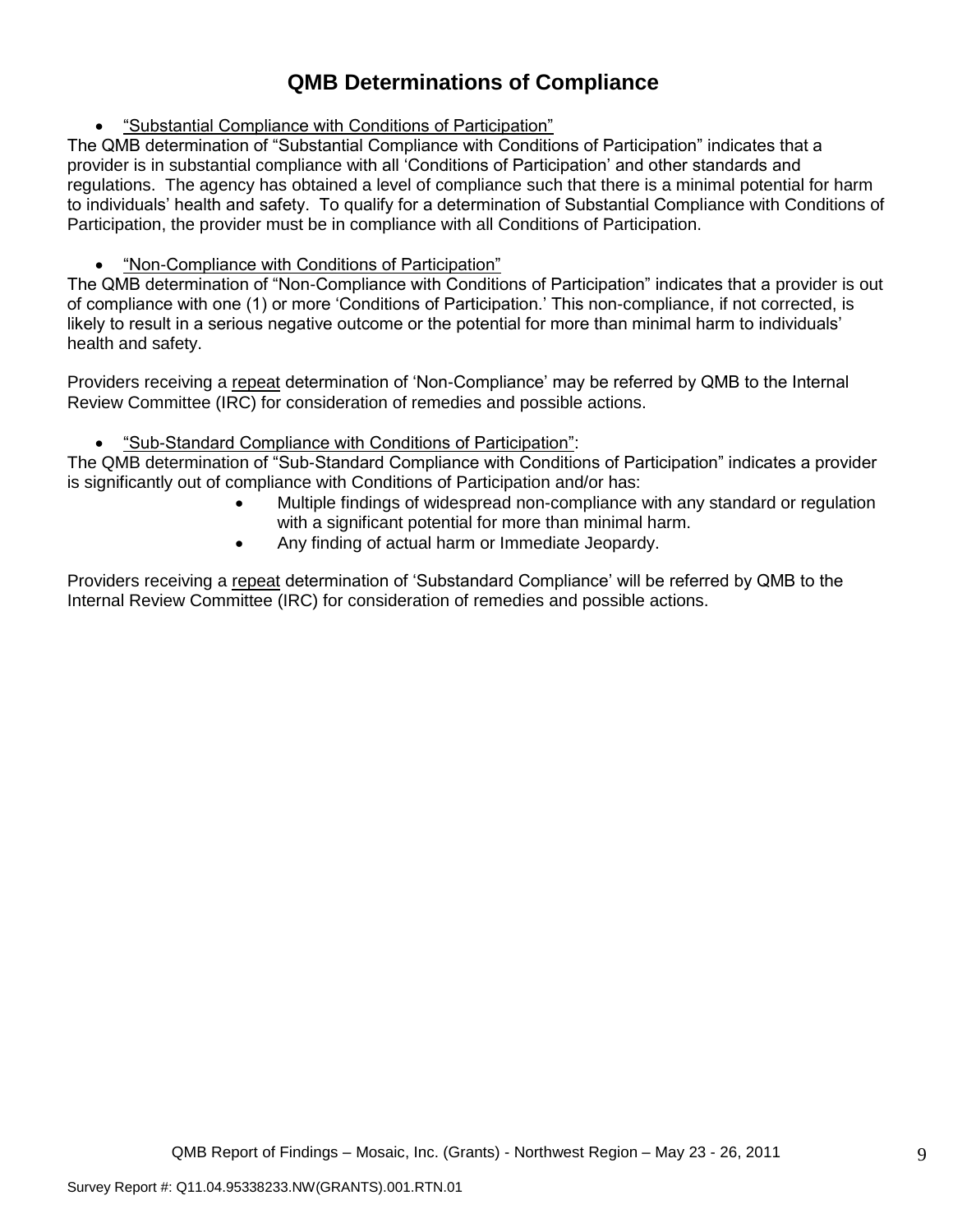# QMB Determinations of Compliance

- "Substantial Compliance with Conditions of Participation"

The QMB determination of "Substantial Compliance with Conditions of Participation" indicates that a provider is in substantial compliance with all 'Conditions of Participation' and other standards and regulations. The agency has obtained a level of compliance such that there is a minimal potential for harm to individuals' health and safety. To qualify for a determination of Substantial Compliance with Conditions of Participation, the provider must be in compliance with all Conditions of Participation.

- "Non-Compliance with Conditions of Participation"

The QMB determination of "Non-Compliance with Conditions of Participation" indicates that a provider is out of compliance with one (1) or more 'Conditions of Participation.' This non-compliance, if not corrected, is likely to result in a serious negative outcome or the potential for more than minimal harm to individuals' health and safety.

Providers receiving a repeat determination of 'Non-Compliance' may be referred by QMB to the Internal Review Committee (IRC) for consideration of remedies and possible actions.

- "Sub-Standard Compliance with Conditions of Participation":

The QMB determination of "Sub-Standard Compliance with Conditions of Participation" indicates a provider is significantly out of compliance with Conditions of Participation and/or has:

  - Multiple findings of widespread non-compliance with any standard or regulation with a significant potential for more than minimal harm.
  - Any finding of actual harm or Immediate Jeopardy.

Providers receiving a repeat determination of 'Substandard Compliance' will be referred by QMB to the Internal Review Committee (IRC) for consideration of remedies and possible actions.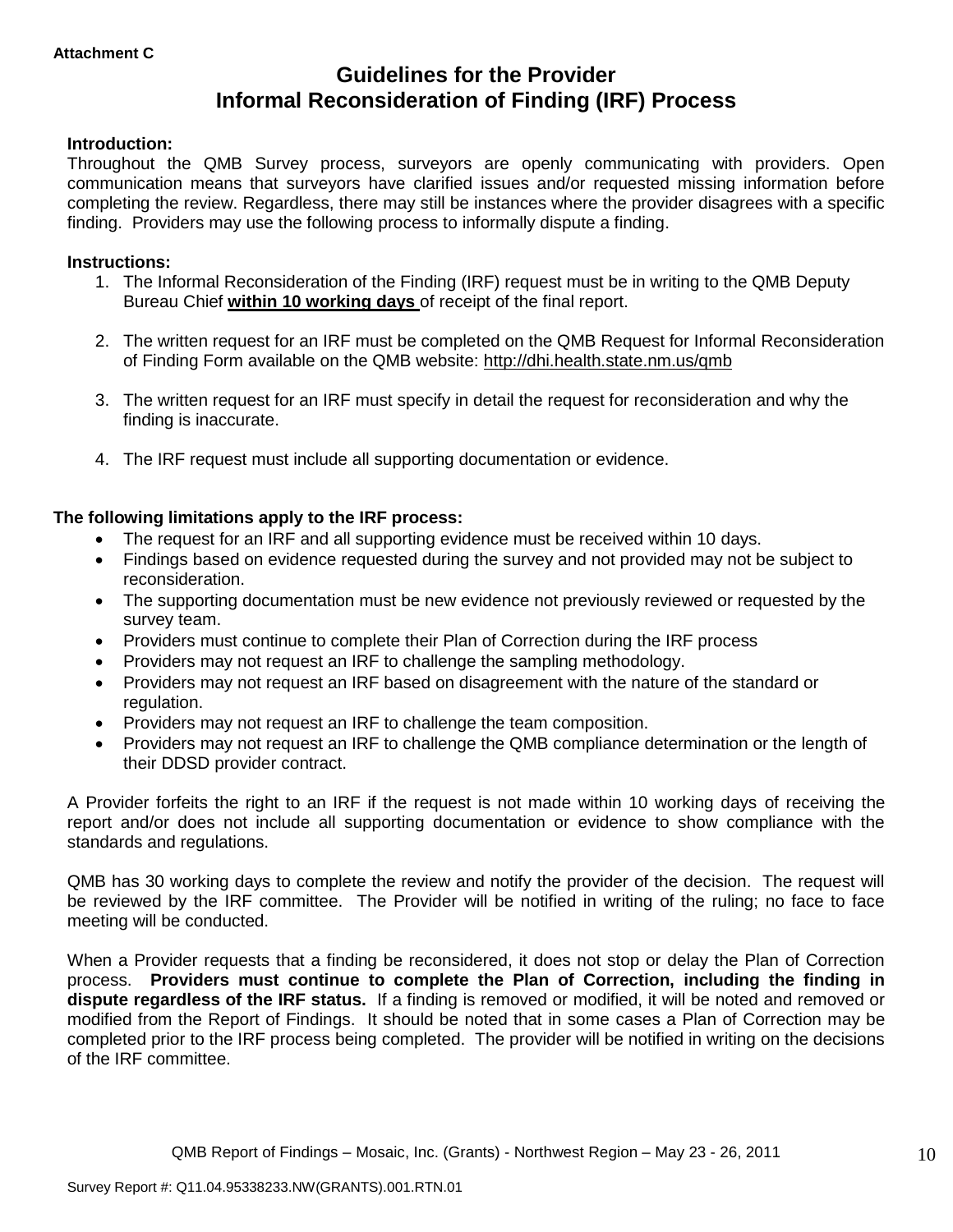**Attachment C**

# Guidelines for the Provider
# Informal Reconsideration of Finding (IRF) Process

**Introduction:**
Throughout the QMB Survey process, surveyors are openly communicating with providers. Open communication means that surveyors have clarified issues and/or requested missing information before completing the review. Regardless, there may still be instances where the provider disagrees with a specific finding. Providers may use the following process to informally dispute a finding.

**Instructions:**

1. The Informal Reconsideration of the Finding (IRF) request must be in writing to the QMB Deputy Bureau Chief **within 10 working days** of receipt of the final report.
2. The written request for an IRF must be completed on the QMB Request for Informal Reconsideration of Finding Form available on the QMB website: http://dhi.health.state.nm.us/qmb
3. The written request for an IRF must specify in detail the request for reconsideration and why the finding is inaccurate.
4. The IRF request must include all supporting documentation or evidence.

**The following limitations apply to the IRF process:**

- The request for an IRF and all supporting evidence must be received within 10 days.
- Findings based on evidence requested during the survey and not provided may not be subject to reconsideration.
- The supporting documentation must be new evidence not previously reviewed or requested by the survey team.
- Providers must continue to complete their Plan of Correction during the IRF process
- Providers may not request an IRF to challenge the sampling methodology.
- Providers may not request an IRF based on disagreement with the nature of the standard or regulation.
- Providers may not request an IRF to challenge the team composition.
- Providers may not request an IRF to challenge the QMB compliance determination or the length of their DDSD provider contract.

A Provider forfeits the right to an IRF if the request is not made within 10 working days of receiving the report and/or does not include all supporting documentation or evidence to show compliance with the standards and regulations.

QMB has 30 working days to complete the review and notify the provider of the decision. The request will be reviewed by the IRF committee. The Provider will be notified in writing of the ruling; no face to face meeting will be conducted.

When a Provider requests that a finding be reconsidered, it does not stop or delay the Plan of Correction process. **Providers must continue to complete the Plan of Correction, including the finding in dispute regardless of the IRF status.** If a finding is removed or modified, it will be noted and removed or modified from the Report of Findings. It should be noted that in some cases a Plan of Correction may be completed prior to the IRF process being completed. The provider will be notified in writing on the decisions of the IRF committee.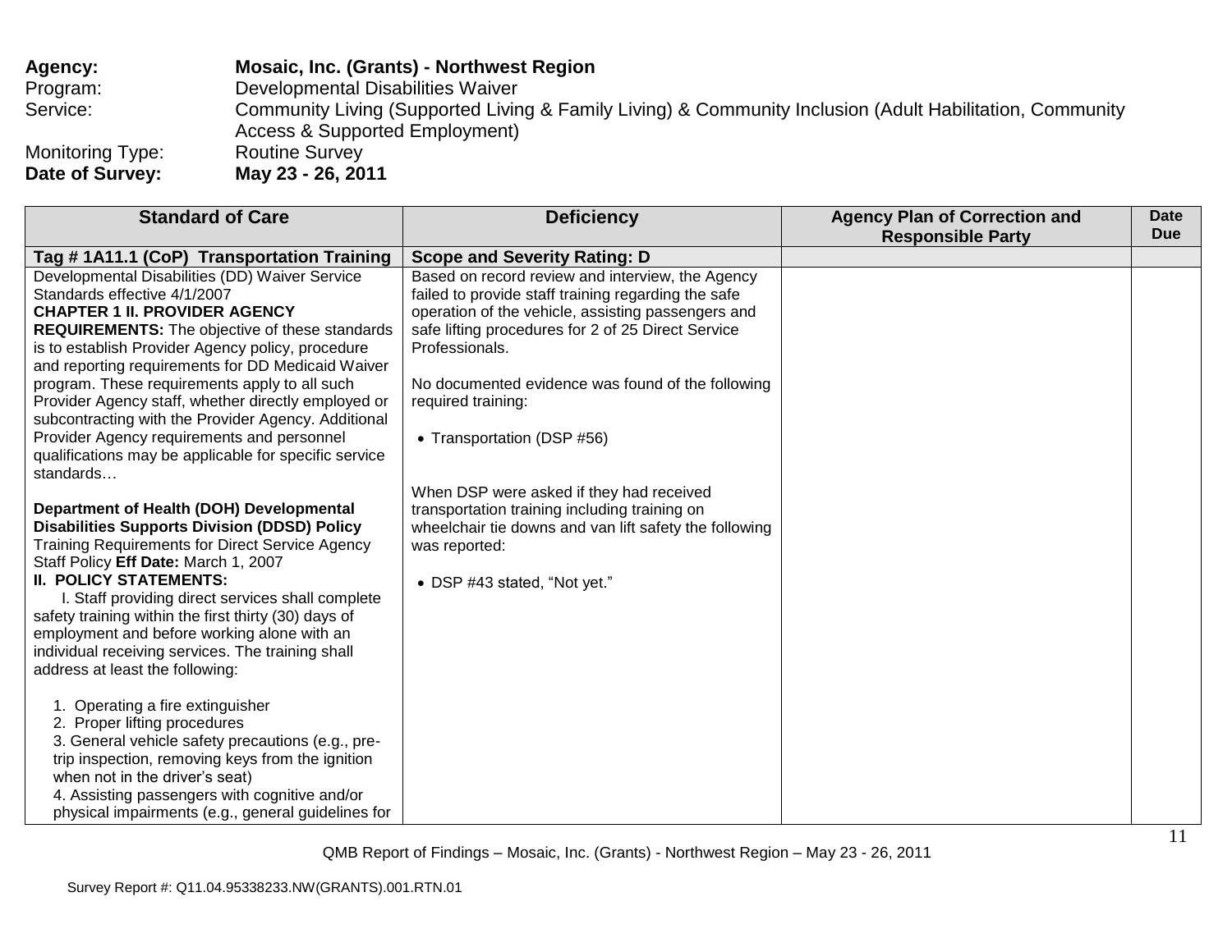**Agency:** **Mosaic, Inc. (Grants) - Northwest Region**
Program: Developmental Disabilities Waiver
Service: Community Living (Supported Living & Family Living) & Community Inclusion (Adult Habilitation, Community Access & Supported Employment)
Monitoring Type: Routine Survey
**Date of Survey:** **May 23 - 26, 2011**

| Standard of Care | Deficiency | Agency Plan of Correction and Responsible Party | Date Due |
|---|---|---|---|
| **Tag # 1A11.1 (CoP) Transportation Training** | **Scope and Severity Rating: D** | | |
| Developmental Disabilities (DD) Waiver Service Standards effective 4/1/2007<br>**CHAPTER 1 II. PROVIDER AGENCY REQUIREMENTS:** The objective of these standards is to establish Provider Agency policy, procedure and reporting requirements for DD Medicaid Waiver program. These requirements apply to all such Provider Agency staff, whether directly employed or subcontracting with the Provider Agency. Additional Provider Agency requirements and personnel qualifications may be applicable for specific service standards…<br><br>**Department of Health (DOH) Developmental Disabilities Supports Division (DDSD) Policy** Training Requirements for Direct Service Agency Staff Policy **Eff Date:** March 1, 2007<br>**II. POLICY STATEMENTS:**<br>I. Staff providing direct services shall complete safety training within the first thirty (30) days of employment and before working alone with an individual receiving services. The training shall address at least the following:<br><br>1. Operating a fire extinguisher<br>2. Proper lifting procedures<br>3. General vehicle safety precautions (e.g., pre-trip inspection, removing keys from the ignition when not in the driver's seat)<br>4. Assisting passengers with cognitive and/or physical impairments (e.g., general guidelines for | Based on record review and interview, the Agency failed to provide staff training regarding the safe operation of the vehicle, assisting passengers and safe lifting procedures for 2 of 25 Direct Service Professionals.<br><br>No documented evidence was found of the following required training:<br><br>• Transportation (DSP #56)<br><br>When DSP were asked if they had received transportation training including training on wheelchair tie downs and van lift safety the following was reported:<br><br>• DSP #43 stated, "Not yet." | | |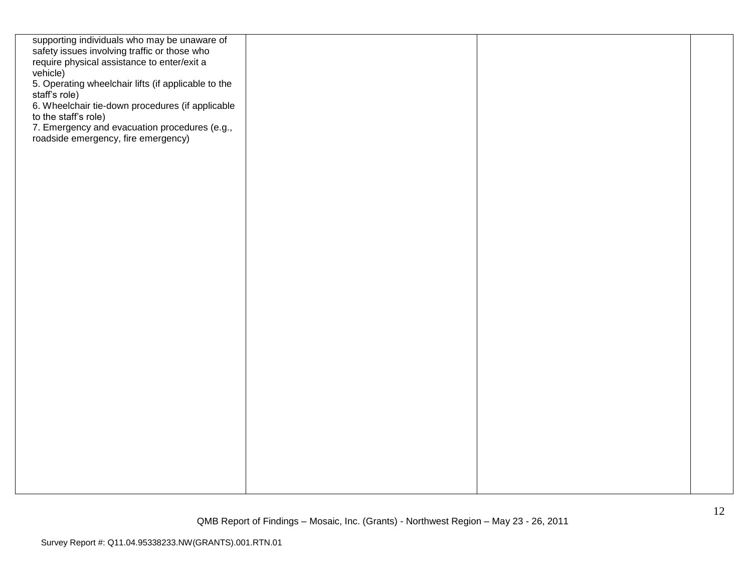| | | | |
|---|---|---|---|
| supporting individuals who may be unaware of safety issues involving traffic or those who require physical assistance to enter/exit a vehicle)<br>5. Operating wheelchair lifts (if applicable to the staff's role)<br>6. Wheelchair tie-down procedures (if applicable to the staff's role)<br>7. Emergency and evacuation procedures (e.g., roadside emergency, fire emergency) | | | |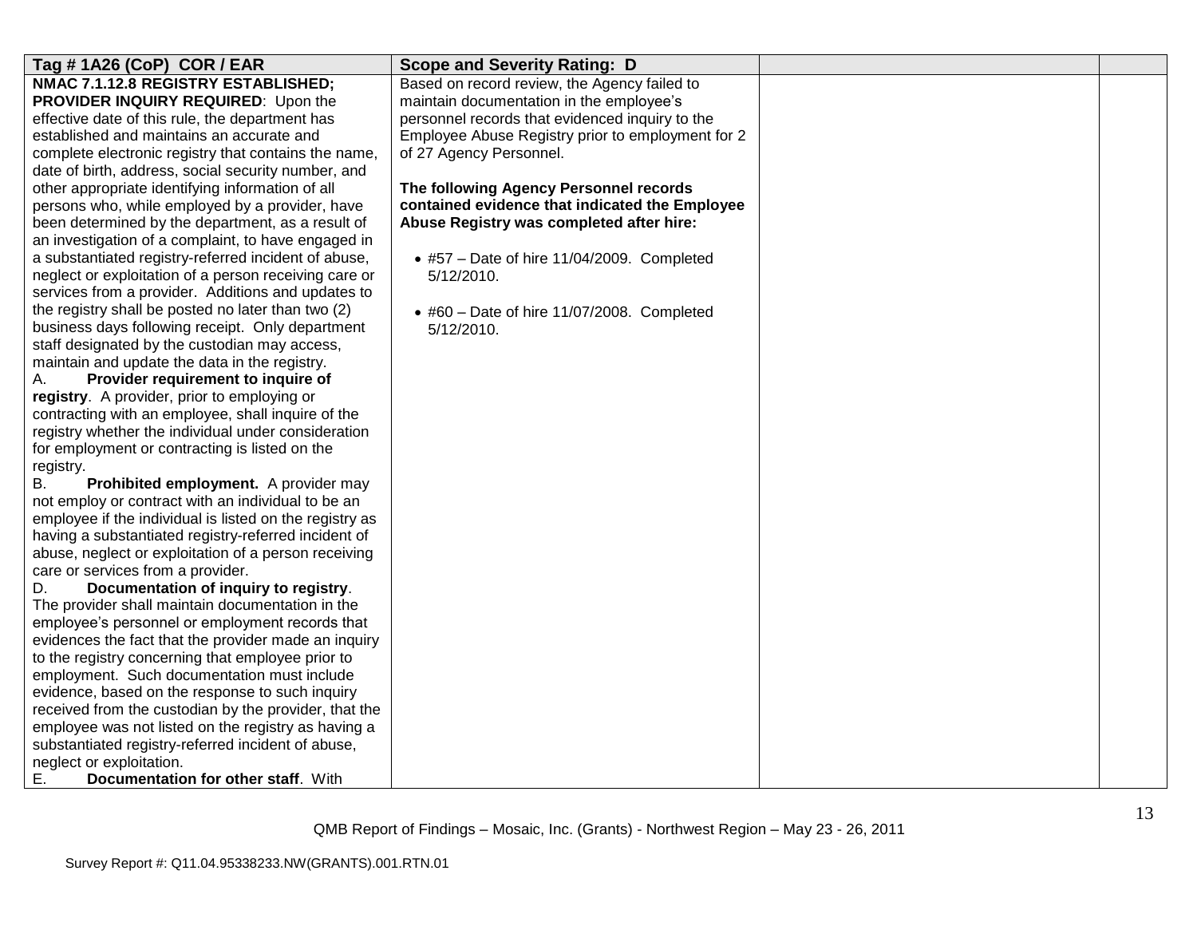| Tag # 1A26 (CoP) COR / EAR | Scope and Severity Rating: D | | |
|---|---|---|---|
| **NMAC 7.1.12.8 REGISTRY ESTABLISHED; PROVIDER INQUIRY REQUIRED**: Upon the effective date of this rule, the department has established and maintains an accurate and complete electronic registry that contains the name, date of birth, address, social security number, and other appropriate identifying information of all persons who, while employed by a provider, have been determined by the department, as a result of an investigation of a complaint, to have engaged in a substantiated registry-referred incident of abuse, neglect or exploitation of a person receiving care or services from a provider. Additions and updates to the registry shall be posted no later than two (2) business days following receipt. Only department staff designated by the custodian may access, maintain and update the data in the registry.<br>A. **Provider requirement to inquire of registry**. A provider, prior to employing or contracting with an employee, shall inquire of the registry whether the individual under consideration for employment or contracting is listed on the registry.<br>B. **Prohibited employment.** A provider may not employ or contract with an individual to be an employee if the individual is listed on the registry as having a substantiated registry-referred incident of abuse, neglect or exploitation of a person receiving care or services from a provider.<br>D. **Documentation of inquiry to registry**. The provider shall maintain documentation in the employee's personnel or employment records that evidences the fact that the provider made an inquiry to the registry concerning that employee prior to employment. Such documentation must include evidence, based on the response to such inquiry received from the custodian by the provider, that the employee was not listed on the registry as having a substantiated registry-referred incident of abuse, neglect or exploitation.<br>E. **Documentation for other staff**. With | Based on record review, the Agency failed to maintain documentation in the employee's personnel records that evidenced inquiry to the Employee Abuse Registry prior to employment for 2 of 27 Agency Personnel.<br><br>**The following Agency Personnel records contained evidence that indicated the Employee Abuse Registry was completed after hire:**<br><br>• #57 – Date of hire 11/04/2009. Completed 5/12/2010.<br><br>• #60 – Date of hire 11/07/2008. Completed 5/12/2010. | | |

QMB Report of Findings – Mosaic, Inc. (Grants) - Northwest Region – May 23 - 26, 2011

Survey Report #: Q11.04.95338233.NW(GRANTS).001.RTN.01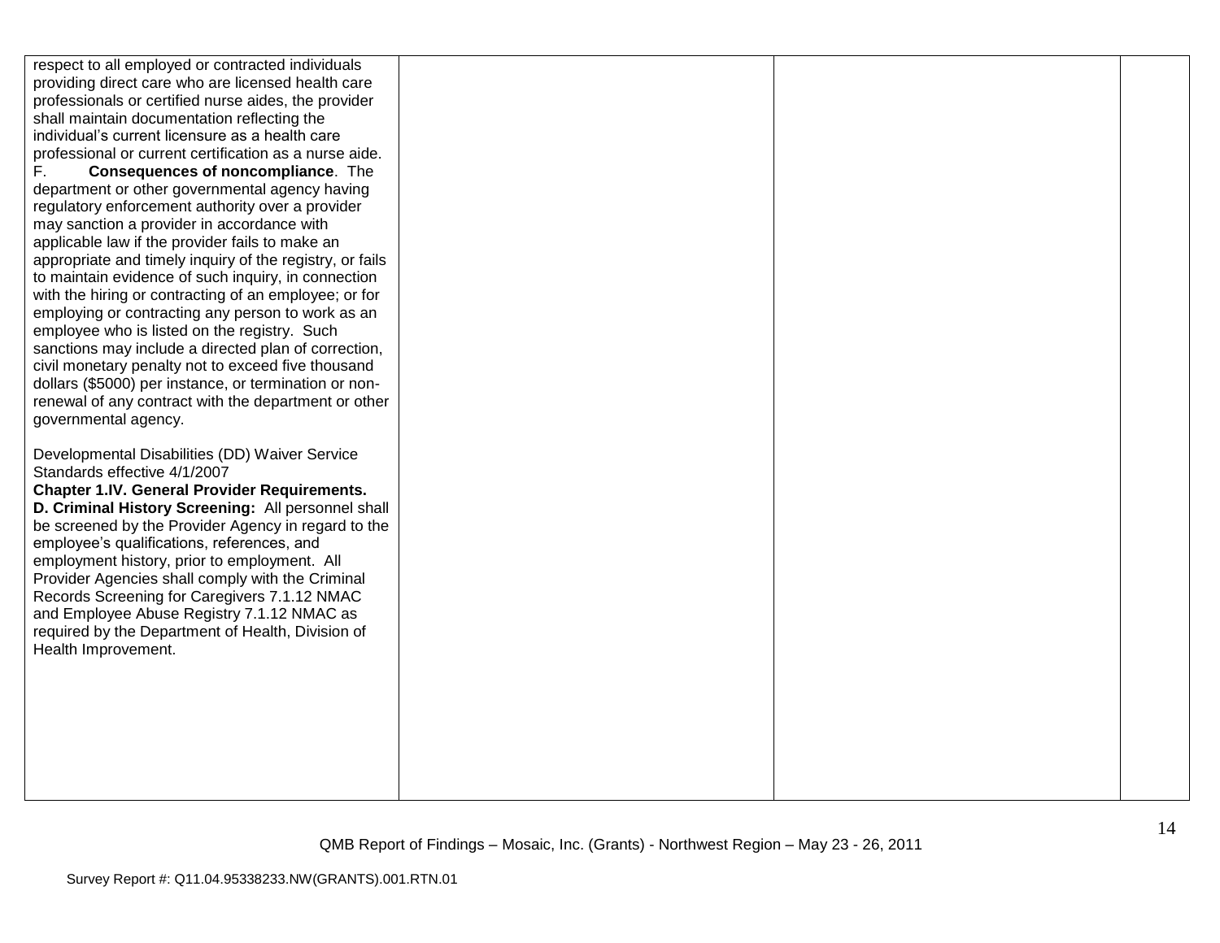| | | | |
|---|---|---|---|
| respect to all employed or contracted individuals providing direct care who are licensed health care professionals or certified nurse aides, the provider shall maintain documentation reflecting the individual's current licensure as a health care professional or current certification as a nurse aide.<br>F. **Consequences of noncompliance**. The department or other governmental agency having regulatory enforcement authority over a provider may sanction a provider in accordance with applicable law if the provider fails to make an appropriate and timely inquiry of the registry, or fails to maintain evidence of such inquiry, in connection with the hiring or contracting of an employee; or for employing or contracting any person to work as an employee who is listed on the registry. Such sanctions may include a directed plan of correction, civil monetary penalty not to exceed five thousand dollars ($5000) per instance, or termination or non-renewal of any contract with the department or other governmental agency.<br><br>Developmental Disabilities (DD) Waiver Service Standards effective 4/1/2007<br>**Chapter 1.IV. General Provider Requirements.**<br>**D. Criminal History Screening:** All personnel shall be screened by the Provider Agency in regard to the employee's qualifications, references, and employment history, prior to employment. All Provider Agencies shall comply with the Criminal Records Screening for Caregivers 7.1.12 NMAC and Employee Abuse Registry 7.1.12 NMAC as required by the Department of Health, Division of Health Improvement. | | | |

QMB Report of Findings – Mosaic, Inc. (Grants) - Northwest Region – May 23 - 26, 2011

Survey Report #: Q11.04.95338233.NW(GRANTS).001.RTN.01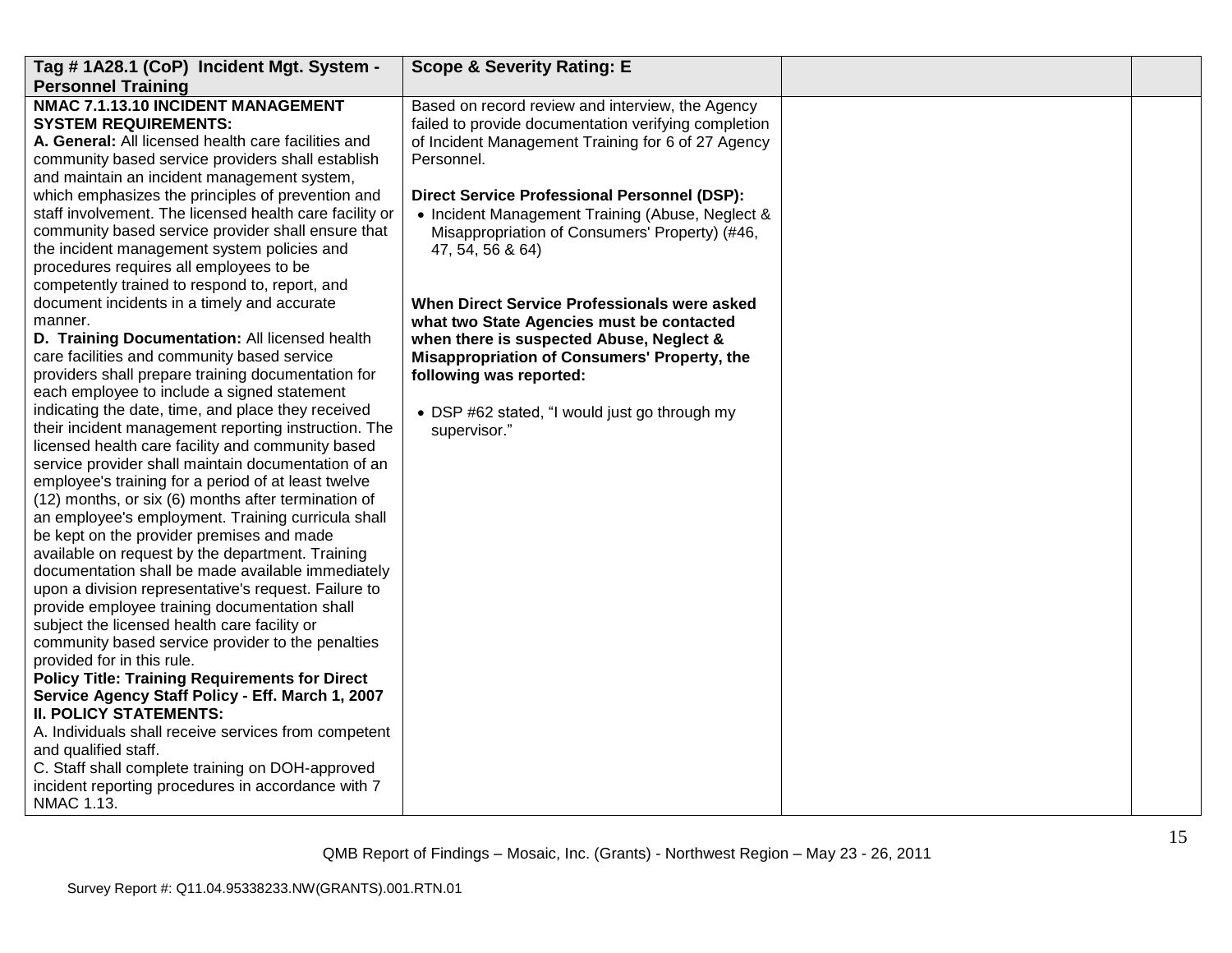| Tag # 1A28.1 (CoP) Incident Mgt. System - Personnel Training | Scope & Severity Rating: E | | |
|---|---|---|---|
| **NMAC 7.1.13.10 INCIDENT MANAGEMENT SYSTEM REQUIREMENTS:**<br>**A. General:** All licensed health care facilities and community based service providers shall establish and maintain an incident management system, which emphasizes the principles of prevention and staff involvement. The licensed health care facility or community based service provider shall ensure that the incident management system policies and procedures requires all employees to be competently trained to respond to, report, and document incidents in a timely and accurate manner.<br>**D. Training Documentation:** All licensed health care facilities and community based service providers shall prepare training documentation for each employee to include a signed statement indicating the date, time, and place they received their incident management reporting instruction. The licensed health care facility and community based service provider shall maintain documentation of an employee's training for a period of at least twelve (12) months, or six (6) months after termination of an employee's employment. Training curricula shall be kept on the provider premises and made available on request by the department. Training documentation shall be made available immediately upon a division representative's request. Failure to provide employee training documentation shall subject the licensed health care facility or community based service provider to the penalties provided for in this rule.<br>**Policy Title: Training Requirements for Direct Service Agency Staff Policy - Eff. March 1, 2007**<br>**II. POLICY STATEMENTS:**<br>A. Individuals shall receive services from competent and qualified staff.<br>C. Staff shall complete training on DOH-approved incident reporting procedures in accordance with 7 NMAC 1.13. | Based on record review and interview, the Agency failed to provide documentation verifying completion of Incident Management Training for 6 of 27 Agency Personnel.<br><br>**Direct Service Professional Personnel (DSP):**<br>• Incident Management Training (Abuse, Neglect & Misappropriation of Consumers' Property) (#46, 47, 54, 56 & 64)<br><br>**When Direct Service Professionals were asked what two State Agencies must be contacted when there is suspected Abuse, Neglect & Misappropriation of Consumers' Property, the following was reported:**<br><br>• DSP #62 stated, "I would just go through my supervisor." | | |

QMB Report of Findings – Mosaic, Inc. (Grants) - Northwest Region – May 23 - 26, 2011

Survey Report #: Q11.04.95338233.NW(GRANTS).001.RTN.01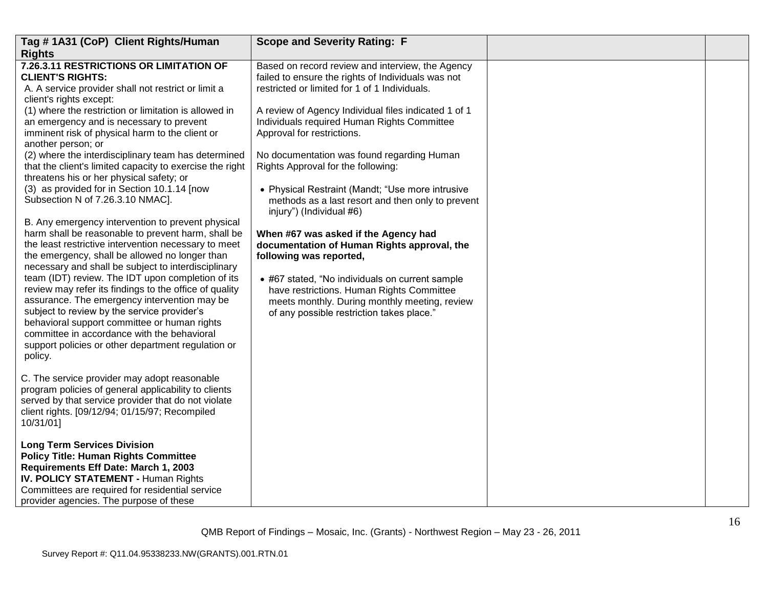| Tag # 1A31 (CoP) Client Rights/Human Rights | Scope and Severity Rating: F | | |
|---|---|---|---|
| **7.26.3.11 RESTRICTIONS OR LIMITATION OF CLIENT'S RIGHTS:**<br>A. A service provider shall not restrict or limit a client's rights except:<br>(1) where the restriction or limitation is allowed in an emergency and is necessary to prevent imminent risk of physical harm to the client or another person; or<br>(2) where the interdisciplinary team has determined that the client's limited capacity to exercise the right threatens his or her physical safety; or<br>(3) as provided for in Section 10.1.14 [now Subsection N of 7.26.3.10 NMAC].<br><br>B. Any emergency intervention to prevent physical harm shall be reasonable to prevent harm, shall be the least restrictive intervention necessary to meet the emergency, shall be allowed no longer than necessary and shall be subject to interdisciplinary team (IDT) review. The IDT upon completion of its review may refer its findings to the office of quality assurance. The emergency intervention may be subject to review by the service provider's behavioral support committee or human rights committee in accordance with the behavioral support policies or other department regulation or policy.<br><br>C. The service provider may adopt reasonable program policies of general applicability to clients served by that service provider that do not violate client rights. [09/12/94; 01/15/97; Recompiled 10/31/01]<br><br>**Long Term Services Division**<br>**Policy Title: Human Rights Committee Requirements Eff Date: March 1, 2003**<br>**IV. POLICY STATEMENT -** Human Rights Committees are required for residential service provider agencies. The purpose of these | Based on record review and interview, the Agency failed to ensure the rights of Individuals was not restricted or limited for 1 of 1 Individuals.<br><br>A review of Agency Individual files indicated 1 of 1 Individuals required Human Rights Committee Approval for restrictions.<br><br>No documentation was found regarding Human Rights Approval for the following:<br><br>• Physical Restraint (Mandt; "Use more intrusive methods as a last resort and then only to prevent injury") (Individual #6)<br><br>**When #67 was asked if the Agency had documentation of Human Rights approval, the following was reported,**<br><br>• #67 stated, "No individuals on current sample have restrictions. Human Rights Committee meets monthly. During monthly meeting, review of any possible restriction takes place." | | |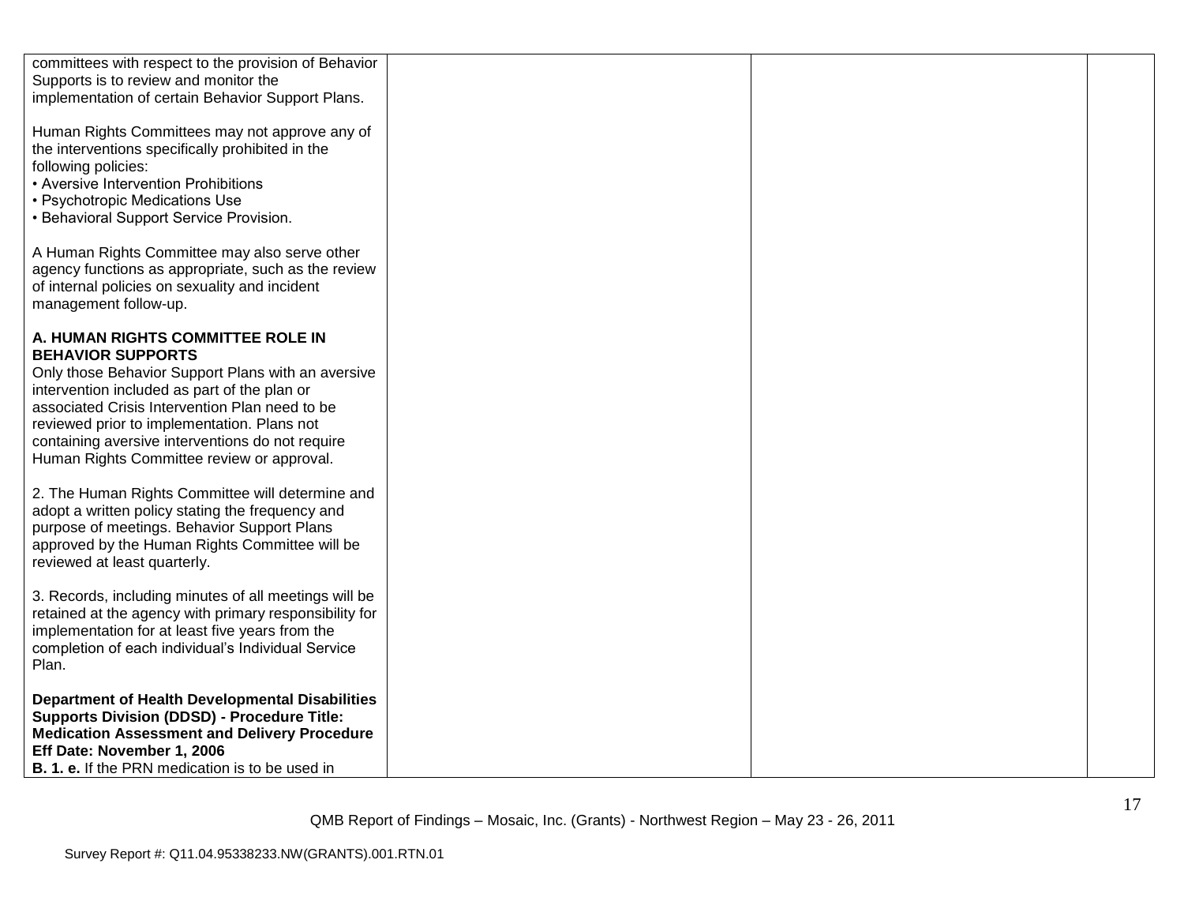| | | | |
|---|---|---|---|
| committees with respect to the provision of Behavior Supports is to review and monitor the implementation of certain Behavior Support Plans.<br><br>Human Rights Committees may not approve any of the interventions specifically prohibited in the following policies:<br>• Aversive Intervention Prohibitions<br>• Psychotropic Medications Use<br>• Behavioral Support Service Provision.<br><br>A Human Rights Committee may also serve other agency functions as appropriate, such as the review of internal policies on sexuality and incident management follow-up.<br><br>**A. HUMAN RIGHTS COMMITTEE ROLE IN BEHAVIOR SUPPORTS**<br>Only those Behavior Support Plans with an aversive intervention included as part of the plan or associated Crisis Intervention Plan need to be reviewed prior to implementation. Plans not containing aversive interventions do not require Human Rights Committee review or approval.<br><br>2. The Human Rights Committee will determine and adopt a written policy stating the frequency and purpose of meetings. Behavior Support Plans approved by the Human Rights Committee will be reviewed at least quarterly.<br><br>3. Records, including minutes of all meetings will be retained at the agency with primary responsibility for implementation for at least five years from the completion of each individual's Individual Service Plan.<br><br>**Department of Health Developmental Disabilities Supports Division (DDSD) - Procedure Title: Medication Assessment and Delivery Procedure Eff Date: November 1, 2006**<br>**B. 1. e.** If the PRN medication is to be used in | | | |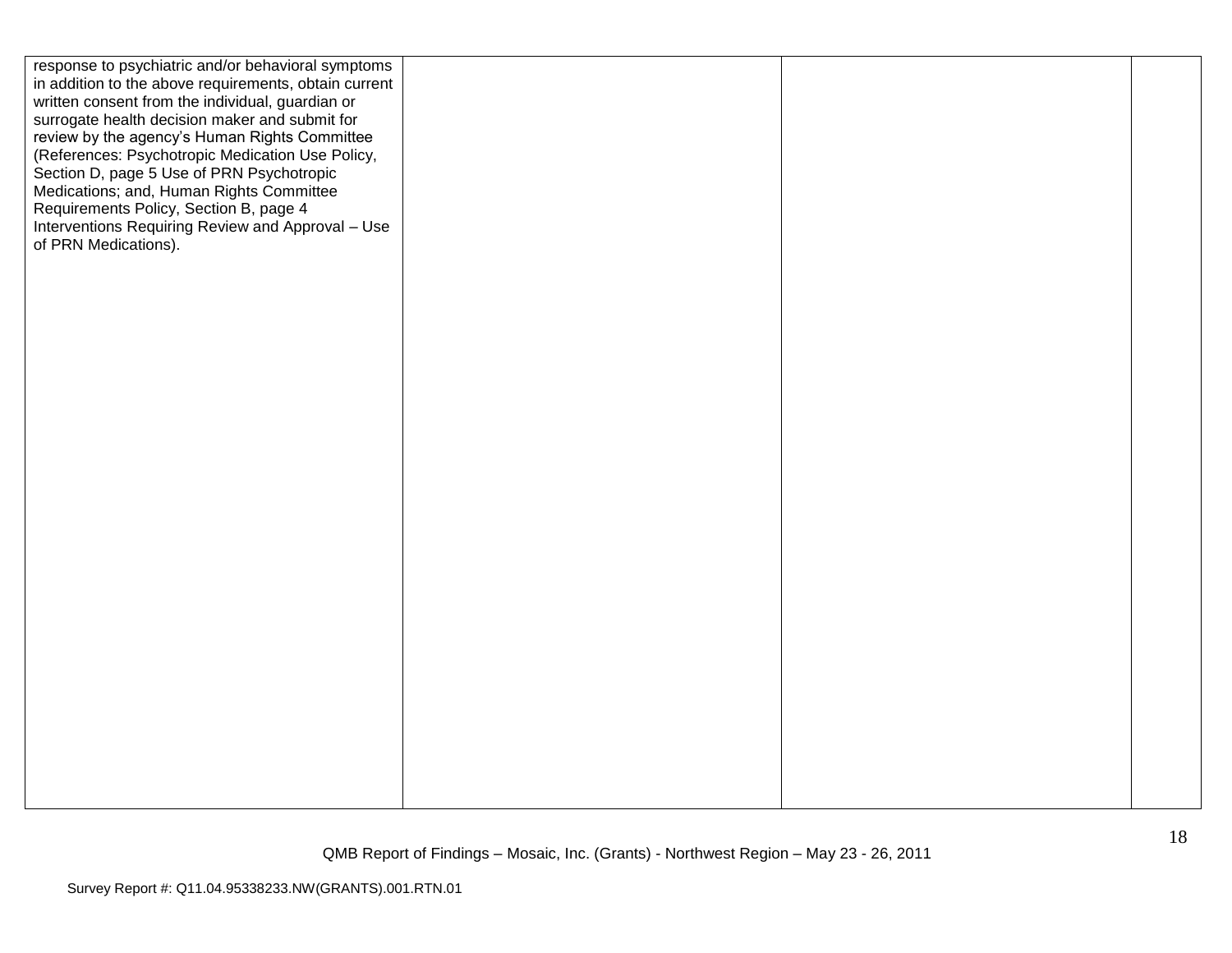| | | | |
|---|---|---|---|
| response to psychiatric and/or behavioral symptoms in addition to the above requirements, obtain current written consent from the individual, guardian or surrogate health decision maker and submit for review by the agency's Human Rights Committee (References: Psychotropic Medication Use Policy, Section D, page 5 Use of PRN Psychotropic Medications; and, Human Rights Committee Requirements Policy, Section B, page 4 Interventions Requiring Review and Approval – Use of PRN Medications). | | | |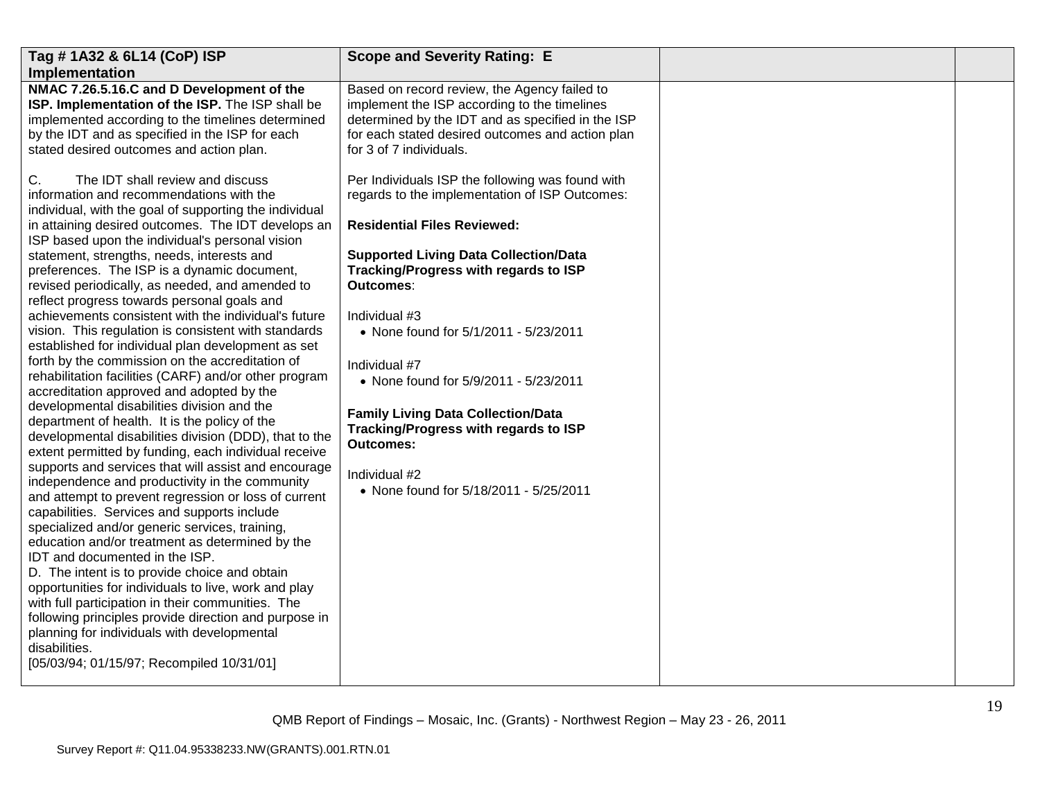| Tag # 1A32 & 6L14 (CoP) ISP Implementation | Scope and Severity Rating: E | | |
|---|---|---|---|
| **NMAC 7.26.5.16.C and D Development of the ISP. Implementation of the ISP.** The ISP shall be implemented according to the timelines determined by the IDT and as specified in the ISP for each stated desired outcomes and action plan.<br><br>C. The IDT shall review and discuss information and recommendations with the individual, with the goal of supporting the individual in attaining desired outcomes. The IDT develops an ISP based upon the individual's personal vision statement, strengths, needs, interests and preferences. The ISP is a dynamic document, revised periodically, as needed, and amended to reflect progress towards personal goals and achievements consistent with the individual's future vision. This regulation is consistent with standards established for individual plan development as set forth by the commission on the accreditation of rehabilitation facilities (CARF) and/or other program accreditation approved and adopted by the developmental disabilities division and the department of health. It is the policy of the developmental disabilities division (DDD), that to the extent permitted by funding, each individual receive supports and services that will assist and encourage independence and productivity in the community and attempt to prevent regression or loss of current capabilities. Services and supports include specialized and/or generic services, training, education and/or treatment as determined by the IDT and documented in the ISP.<br>D. The intent is to provide choice and obtain opportunities for individuals to live, work and play with full participation in their communities. The following principles provide direction and purpose in planning for individuals with developmental disabilities.<br>[05/03/94; 01/15/97; Recompiled 10/31/01] | Based on record review, the Agency failed to implement the ISP according to the timelines determined by the IDT and as specified in the ISP for each stated desired outcomes and action plan for 3 of 7 individuals.<br><br>Per Individuals ISP the following was found with regards to the implementation of ISP Outcomes:<br><br>**Residential Files Reviewed:**<br><br>**Supported Living Data Collection/Data Tracking/Progress with regards to ISP Outcomes**:<br><br>Individual #3<br>• None found for 5/1/2011 - 5/23/2011<br><br>Individual #7<br>• None found for 5/9/2011 - 5/23/2011<br><br>**Family Living Data Collection/Data Tracking/Progress with regards to ISP Outcomes:**<br><br>Individual #2<br>• None found for 5/18/2011 - 5/25/2011 | | |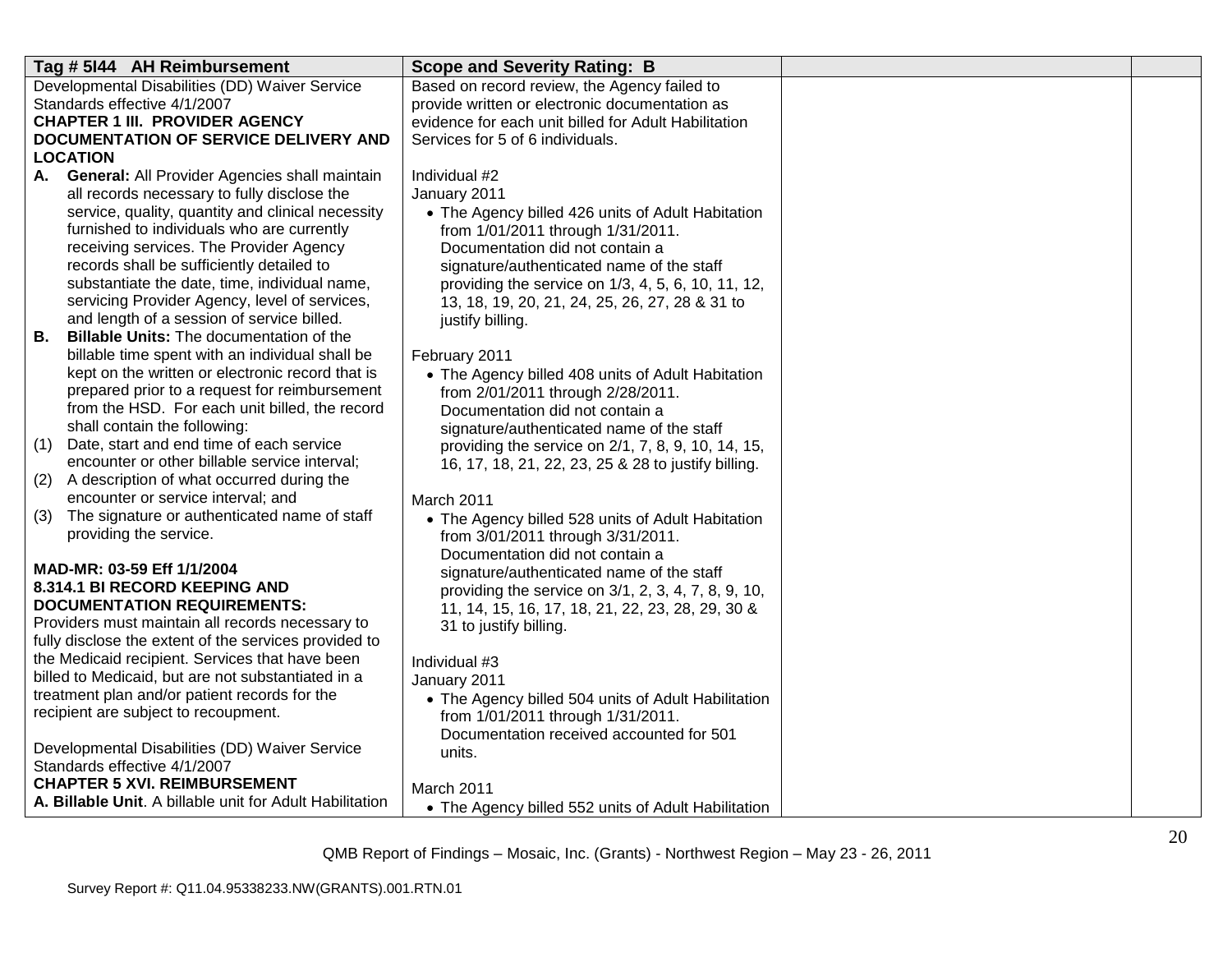| Tag # 5I44 AH Reimbursement | Scope and Severity Rating: B | | |
|---|---|---|---|
| Developmental Disabilities (DD) Waiver Service Standards effective 4/1/2007<br>**CHAPTER 1 III. PROVIDER AGENCY DOCUMENTATION OF SERVICE DELIVERY AND LOCATION**<br>**A. General:** All Provider Agencies shall maintain all records necessary to fully disclose the service, quality, quantity and clinical necessity furnished to individuals who are currently receiving services. The Provider Agency records shall be sufficiently detailed to substantiate the date, time, individual name, servicing Provider Agency, level of services, and length of a session of service billed.<br>**B. Billable Units:** The documentation of the billable time spent with an individual shall be kept on the written or electronic record that is prepared prior to a request for reimbursement from the HSD. For each unit billed, the record shall contain the following:<br>(1) Date, start and end time of each service encounter or other billable service interval;<br>(2) A description of what occurred during the encounter or service interval; and<br>(3) The signature or authenticated name of staff providing the service.<br><br>**MAD-MR: 03-59 Eff 1/1/2004**<br>**8.314.1 BI RECORD KEEPING AND DOCUMENTATION REQUIREMENTS:**<br>Providers must maintain all records necessary to fully disclose the extent of the services provided to the Medicaid recipient. Services that have been billed to Medicaid, but are not substantiated in a treatment plan and/or patient records for the recipient are subject to recoupment.<br><br>Developmental Disabilities (DD) Waiver Service Standards effective 4/1/2007<br>**CHAPTER 5 XVI. REIMBURSEMENT**<br>**A. Billable Unit**. A billable unit for Adult Habilitation | Based on record review, the Agency failed to provide written or electronic documentation as evidence for each unit billed for Adult Habilitation Services for 5 of 6 individuals.<br><br>Individual #2<br>January 2011<br>• The Agency billed 426 units of Adult Habitation from 1/01/2011 through 1/31/2011. Documentation did not contain a signature/authenticated name of the staff providing the service on 1/3, 4, 5, 6, 10, 11, 12, 13, 18, 19, 20, 21, 24, 25, 26, 27, 28 & 31 to justify billing.<br><br>February 2011<br>• The Agency billed 408 units of Adult Habitation from 2/01/2011 through 2/28/2011. Documentation did not contain a signature/authenticated name of the staff providing the service on 2/1, 7, 8, 9, 10, 14, 15, 16, 17, 18, 21, 22, 23, 25 & 28 to justify billing.<br><br>March 2011<br>• The Agency billed 528 units of Adult Habitation from 3/01/2011 through 3/31/2011. Documentation did not contain a signature/authenticated name of the staff providing the service on 3/1, 2, 3, 4, 7, 8, 9, 10, 11, 14, 15, 16, 17, 18, 21, 22, 23, 28, 29, 30 & 31 to justify billing.<br><br>Individual #3<br>January 2011<br>• The Agency billed 504 units of Adult Habilitation from 1/01/2011 through 1/31/2011. Documentation received accounted for 501 units.<br><br>March 2011<br>• The Agency billed 552 units of Adult Habilitation | | |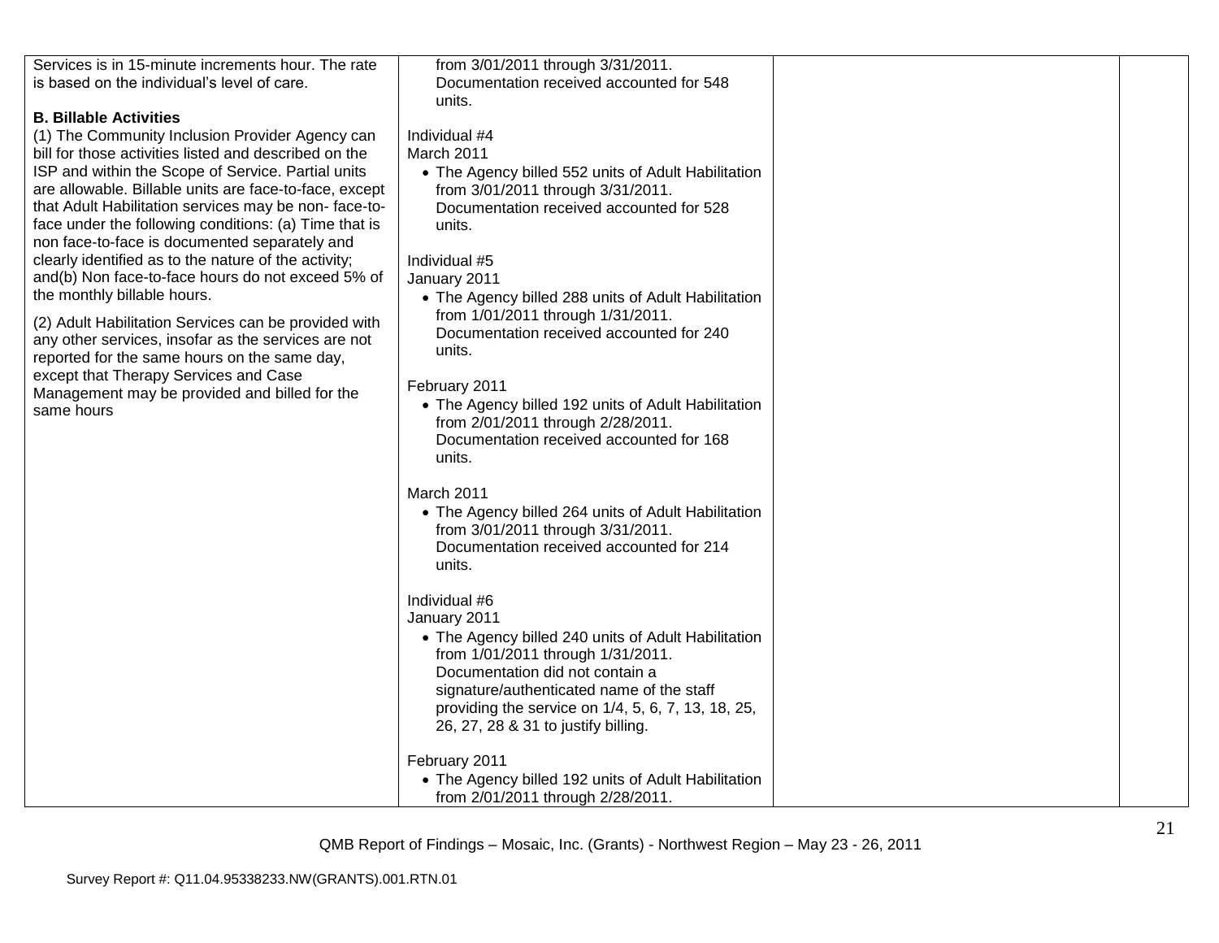| | | | |
|---|---|---|---|
| Services is in 15-minute increments hour. The rate is based on the individual's level of care.<br><br>**B. Billable Activities**<br>(1) The Community Inclusion Provider Agency can bill for those activities listed and described on the ISP and within the Scope of Service. Partial units are allowable. Billable units are face-to-face, except that Adult Habilitation services may be non- face-to-face under the following conditions: (a) Time that is non face-to-face is documented separately and clearly identified as to the nature of the activity; and(b) Non face-to-face hours do not exceed 5% of the monthly billable hours.<br><br>(2) Adult Habilitation Services can be provided with any other services, insofar as the services are not reported for the same hours on the same day, except that Therapy Services and Case Management may be provided and billed for the same hours | from 3/01/2011 through 3/31/2011. Documentation received accounted for 548 units.<br><br>Individual #4<br>March 2011<br>• The Agency billed 552 units of Adult Habilitation from 3/01/2011 through 3/31/2011. Documentation received accounted for 528 units.<br><br>Individual #5<br>January 2011<br>• The Agency billed 288 units of Adult Habilitation from 1/01/2011 through 1/31/2011. Documentation received accounted for 240 units.<br><br>February 2011<br>• The Agency billed 192 units of Adult Habilitation from 2/01/2011 through 2/28/2011. Documentation received accounted for 168 units.<br><br>March 2011<br>• The Agency billed 264 units of Adult Habilitation from 3/01/2011 through 3/31/2011. Documentation received accounted for 214 units.<br><br>Individual #6<br>January 2011<br>• The Agency billed 240 units of Adult Habilitation from 1/01/2011 through 1/31/2011. Documentation did not contain a signature/authenticated name of the staff providing the service on 1/4, 5, 6, 7, 13, 18, 25, 26, 27, 28 & 31 to justify billing.<br><br>February 2011<br>• The Agency billed 192 units of Adult Habilitation from 2/01/2011 through 2/28/2011. | | |

QMB Report of Findings – Mosaic, Inc. (Grants) - Northwest Region – May 23 - 26, 2011

Survey Report #: Q11.04.95338233.NW(GRANTS).001.RTN.01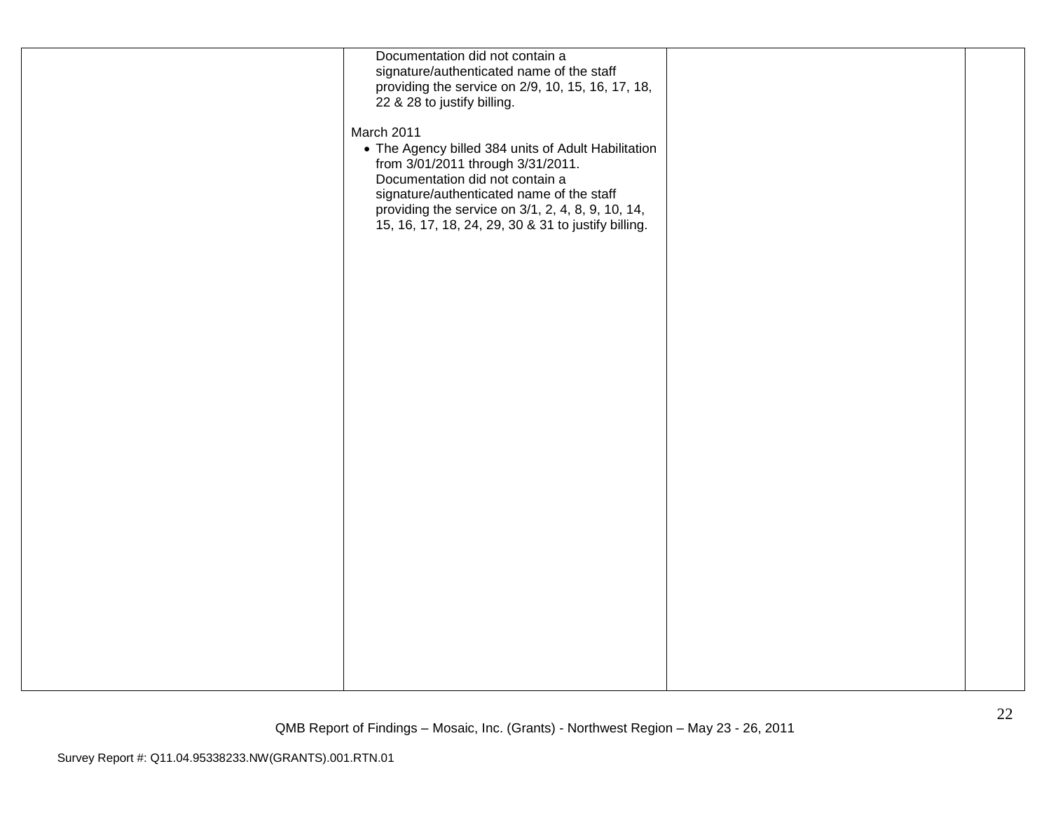| | | | |
|---|---|---|---|
| | Documentation did not contain a signature/authenticated name of the staff providing the service on 2/9, 10, 15, 16, 17, 18, 22 & 28 to justify billing.<br><br>March 2011<br>• The Agency billed 384 units of Adult Habilitation from 3/01/2011 through 3/31/2011. Documentation did not contain a signature/authenticated name of the staff providing the service on 3/1, 2, 4, 8, 9, 10, 14, 15, 16, 17, 18, 24, 29, 30 & 31 to justify billing. | | |

QMB Report of Findings – Mosaic, Inc. (Grants) - Northwest Region – May 23 - 26, 2011

Survey Report #: Q11.04.95338233.NW(GRANTS).001.RTN.01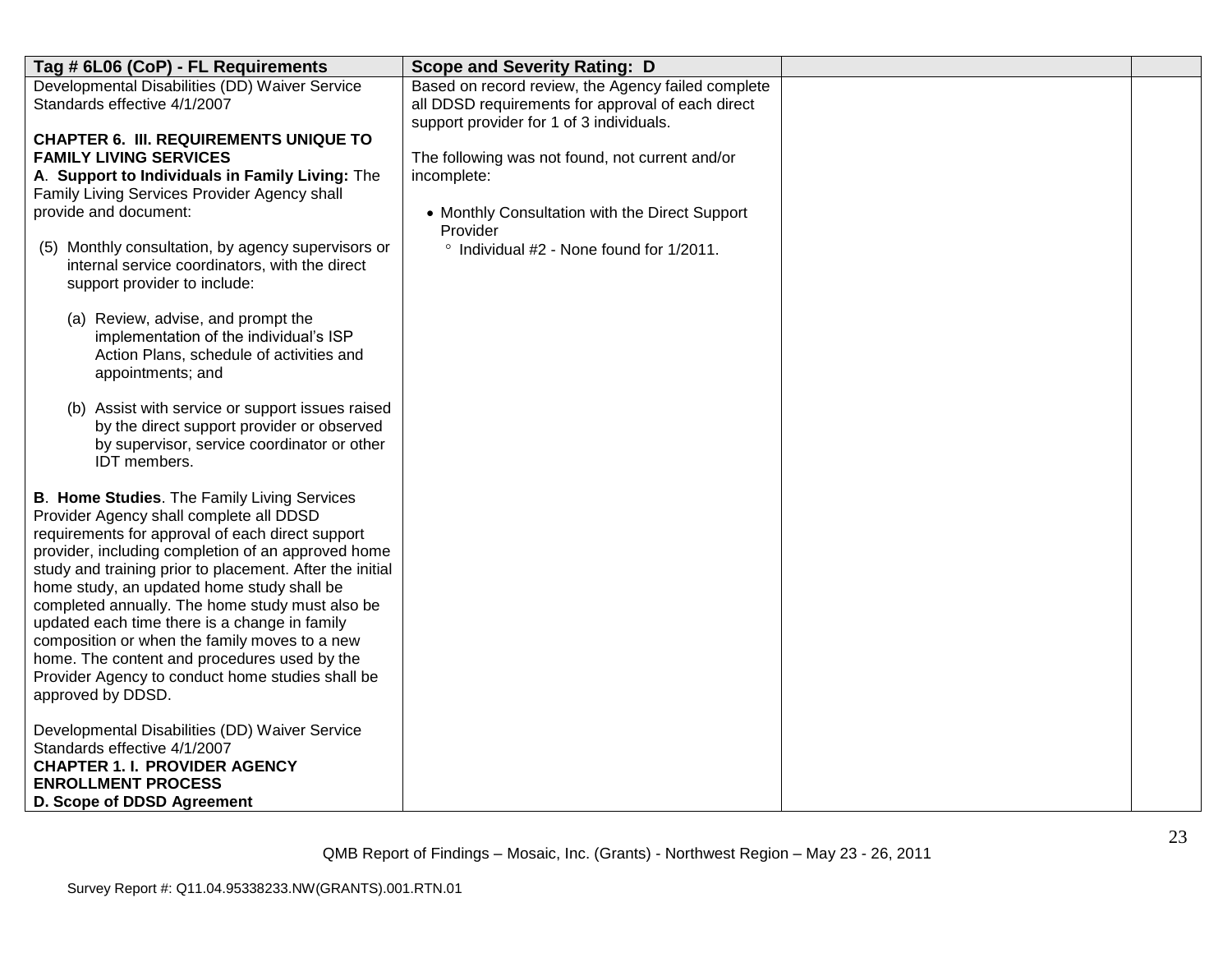| Tag # 6L06 (CoP) - FL Requirements | Scope and Severity Rating: D | | |
|---|---|---|---|
| Developmental Disabilities (DD) Waiver Service Standards effective 4/1/2007<br><br>**CHAPTER 6. III. REQUIREMENTS UNIQUE TO FAMILY LIVING SERVICES**<br>**A. Support to Individuals in Family Living:** The Family Living Services Provider Agency shall provide and document:<br><br>(5) Monthly consultation, by agency supervisors or internal service coordinators, with the direct support provider to include:<br><br>(a) Review, advise, and prompt the implementation of the individual's ISP Action Plans, schedule of activities and appointments; and<br><br>(b) Assist with service or support issues raised by the direct support provider or observed by supervisor, service coordinator or other IDT members.<br><br>**B. Home Studies**. The Family Living Services Provider Agency shall complete all DDSD requirements for approval of each direct support provider, including completion of an approved home study and training prior to placement. After the initial home study, an updated home study shall be completed annually. The home study must also be updated each time there is a change in family composition or when the family moves to a new home. The content and procedures used by the Provider Agency to conduct home studies shall be approved by DDSD.<br><br>Developmental Disabilities (DD) Waiver Service Standards effective 4/1/2007<br>**CHAPTER 1. I. PROVIDER AGENCY ENROLLMENT PROCESS**<br>**D. Scope of DDSD Agreement** | Based on record review, the Agency failed complete all DDSD requirements for approval of each direct support provider for 1 of 3 individuals.<br><br>The following was not found, not current and/or incomplete:<br><br>• Monthly Consultation with the Direct Support Provider<br>° Individual #2 - None found for 1/2011. | | |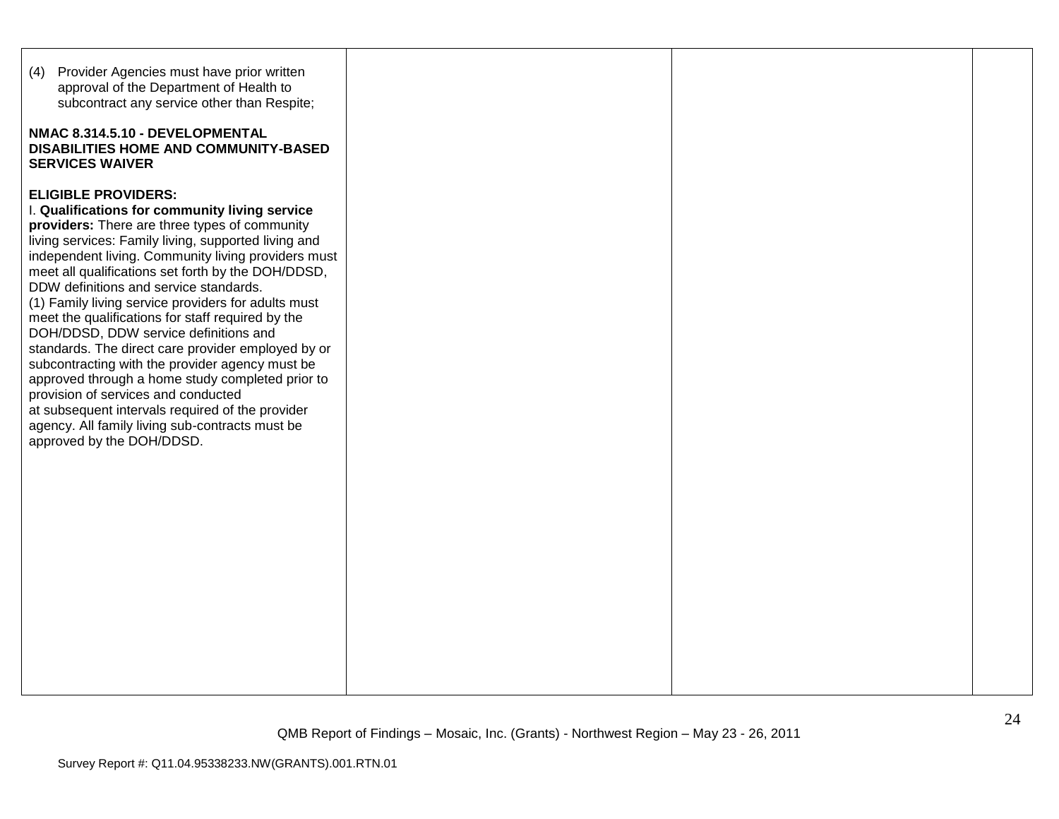| | | | |
|---|---|---|---|
| (4) Provider Agencies must have prior written approval of the Department of Health to subcontract any service other than Respite;<br><br>**NMAC 8.314.5.10 - DEVELOPMENTAL DISABILITIES HOME AND COMMUNITY-BASED SERVICES WAIVER**<br><br>**ELIGIBLE PROVIDERS:**<br>I. **Qualifications for community living service providers:** There are three types of community living services: Family living, supported living and independent living. Community living providers must meet all qualifications set forth by the DOH/DDSD, DDW definitions and service standards.<br>(1) Family living service providers for adults must meet the qualifications for staff required by the DOH/DDSD, DDW service definitions and standards. The direct care provider employed by or subcontracting with the provider agency must be approved through a home study completed prior to provision of services and conducted at subsequent intervals required of the provider agency. All family living sub-contracts must be approved by the DOH/DDSD. | | | |

QMB Report of Findings – Mosaic, Inc. (Grants) - Northwest Region – May 23 - 26, 2011

Survey Report #: Q11.04.95338233.NW(GRANTS).001.RTN.01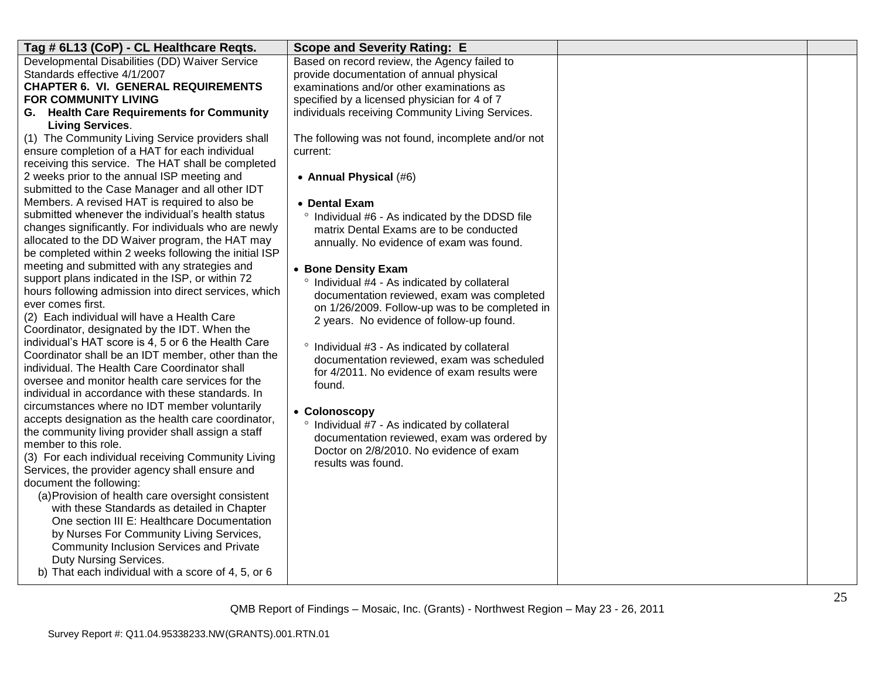| Tag # 6L13 (CoP) - CL Healthcare Reqts. | Scope and Severity Rating: E | | |
|---|---|---|---|
| Developmental Disabilities (DD) Waiver Service Standards effective 4/1/2007<br>**CHAPTER 6. VI. GENERAL REQUIREMENTS FOR COMMUNITY LIVING**<br>**G. Health Care Requirements for Community Living Services**.<br>(1) The Community Living Service providers shall ensure completion of a HAT for each individual receiving this service. The HAT shall be completed 2 weeks prior to the annual ISP meeting and submitted to the Case Manager and all other IDT Members. A revised HAT is required to also be submitted whenever the individual's health status changes significantly. For individuals who are newly allocated to the DD Waiver program, the HAT may be completed within 2 weeks following the initial ISP meeting and submitted with any strategies and support plans indicated in the ISP, or within 72 hours following admission into direct services, which ever comes first.<br>(2) Each individual will have a Health Care Coordinator, designated by the IDT. When the individual's HAT score is 4, 5 or 6 the Health Care Coordinator shall be an IDT member, other than the individual. The Health Care Coordinator shall oversee and monitor health care services for the individual in accordance with these standards. In circumstances where no IDT member voluntarily accepts designation as the health care coordinator, the community living provider shall assign a staff member to this role.<br>(3) For each individual receiving Community Living Services, the provider agency shall ensure and document the following:<br>(a) Provision of health care oversight consistent with these Standards as detailed in Chapter One section III E: Healthcare Documentation by Nurses For Community Living Services, Community Inclusion Services and Private Duty Nursing Services.<br>b) That each individual with a score of 4, 5, or 6 | Based on record review, the Agency failed to provide documentation of annual physical examinations and/or other examinations as specified by a licensed physician for 4 of 7 individuals receiving Community Living Services.<br><br>The following was not found, incomplete and/or not current:<br><br>• **Annual Physical** (#6)<br><br>• **Dental Exam**<br>° Individual #6 - As indicated by the DDSD file matrix Dental Exams are to be conducted annually. No evidence of exam was found.<br><br>• **Bone Density Exam**<br>° Individual #4 - As indicated by collateral documentation reviewed, exam was completed on 1/26/2009. Follow-up was to be completed in 2 years. No evidence of follow-up found.<br><br>° Individual #3 - As indicated by collateral documentation reviewed, exam was scheduled for 4/2011. No evidence of exam results were found.<br><br>• **Colonoscopy**<br>° Individual #7 - As indicated by collateral documentation reviewed, exam was ordered by Doctor on 2/8/2010. No evidence of exam results was found. | | |

QMB Report of Findings – Mosaic, Inc. (Grants) - Northwest Region – May 23 - 26, 2011

Survey Report #: Q11.04.95338233.NW(GRANTS).001.RTN.01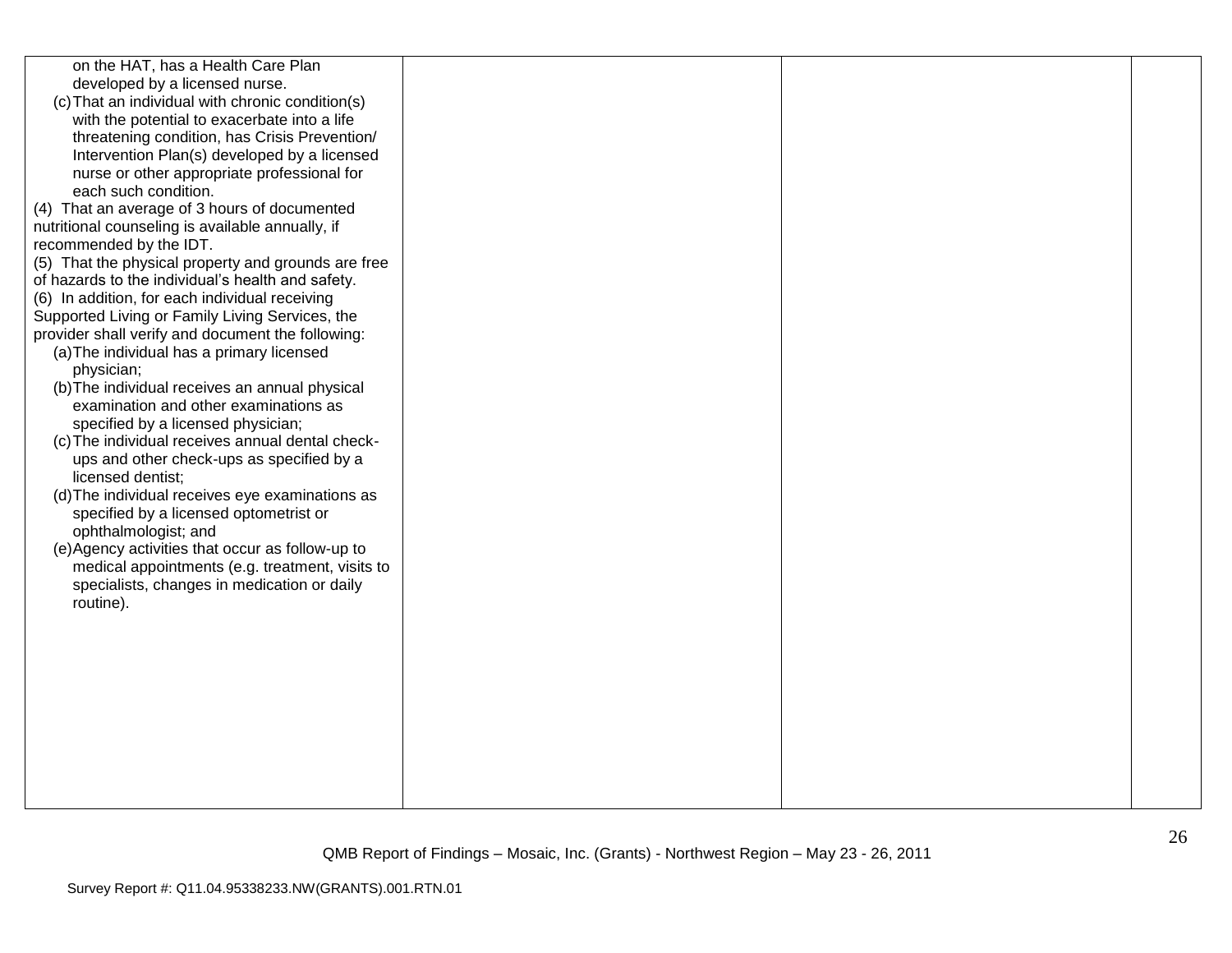| | | | |
|---|---|---|---|
| on the HAT, has a Health Care Plan developed by a licensed nurse.<br>(c) That an individual with chronic condition(s) with the potential to exacerbate into a life threatening condition, has Crisis Prevention/ Intervention Plan(s) developed by a licensed nurse or other appropriate professional for each such condition.<br>(4) That an average of 3 hours of documented nutritional counseling is available annually, if recommended by the IDT.<br>(5) That the physical property and grounds are free of hazards to the individual's health and safety.<br>(6) In addition, for each individual receiving Supported Living or Family Living Services, the provider shall verify and document the following:<br>(a) The individual has a primary licensed physician;<br>(b) The individual receives an annual physical examination and other examinations as specified by a licensed physician;<br>(c) The individual receives annual dental check-ups and other check-ups as specified by a licensed dentist;<br>(d) The individual receives eye examinations as specified by a licensed optometrist or ophthalmologist; and<br>(e) Agency activities that occur as follow-up to medical appointments (e.g. treatment, visits to specialists, changes in medication or daily routine). | | | |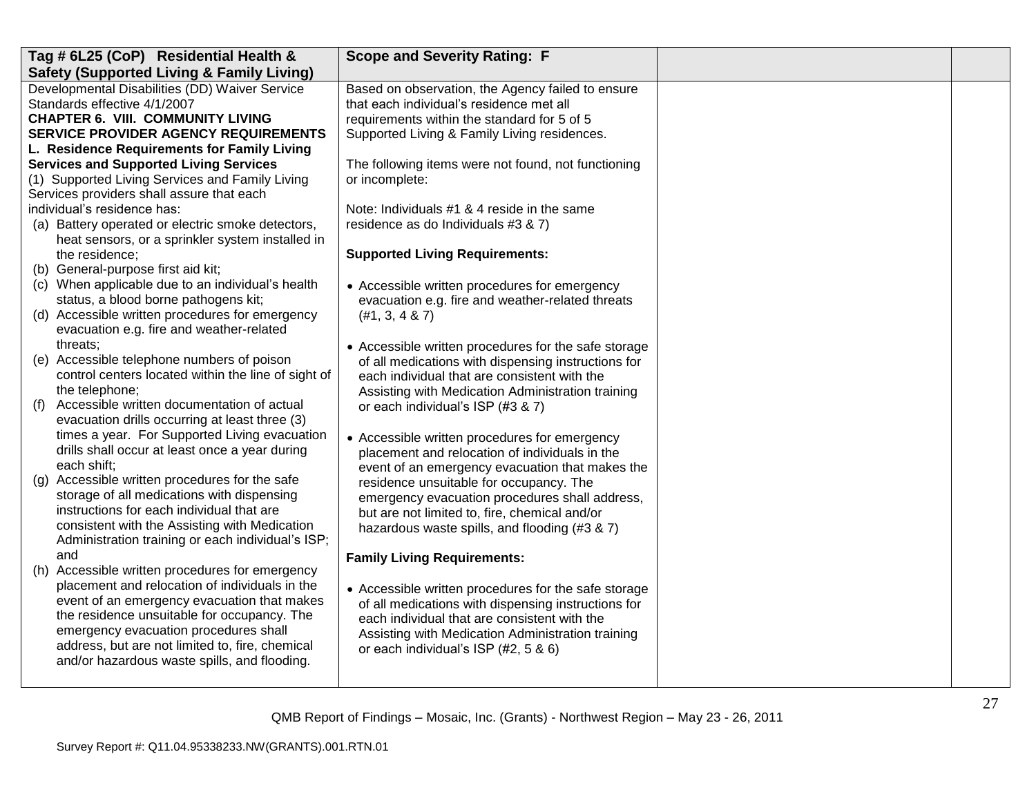| Tag # 6L25 (CoP) Residential Health & Safety (Supported Living & Family Living) | Scope and Severity Rating: F | | |
|---|---|---|---|
| Developmental Disabilities (DD) Waiver Service Standards effective 4/1/2007<br>**CHAPTER 6. VIII. COMMUNITY LIVING SERVICE PROVIDER AGENCY REQUIREMENTS**<br>**L. Residence Requirements for Family Living Services and Supported Living Services**<br>(1) Supported Living Services and Family Living Services providers shall assure that each individual's residence has:<br>(a) Battery operated or electric smoke detectors, heat sensors, or a sprinkler system installed in the residence;<br>(b) General-purpose first aid kit;<br>(c) When applicable due to an individual's health status, a blood borne pathogens kit;<br>(d) Accessible written procedures for emergency evacuation e.g. fire and weather-related threats;<br>(e) Accessible telephone numbers of poison control centers located within the line of sight of the telephone;<br>(f) Accessible written documentation of actual evacuation drills occurring at least three (3) times a year. For Supported Living evacuation drills shall occur at least once a year during each shift;<br>(g) Accessible written procedures for the safe storage of all medications with dispensing instructions for each individual that are consistent with the Assisting with Medication Administration training or each individual's ISP; and<br>(h) Accessible written procedures for emergency placement and relocation of individuals in the event of an emergency evacuation that makes the residence unsuitable for occupancy. The emergency evacuation procedures shall address, but are not limited to, fire, chemical and/or hazardous waste spills, and flooding. | Based on observation, the Agency failed to ensure that each individual's residence met all requirements within the standard for 5 of 5 Supported Living & Family Living residences.<br><br>The following items were not found, not functioning or incomplete:<br><br>Note: Individuals #1 & 4 reside in the same residence as do Individuals #3 & 7)<br><br>**Supported Living Requirements:**<br><br>• Accessible written procedures for emergency evacuation e.g. fire and weather-related threats (#1, 3, 4 & 7)<br><br>• Accessible written procedures for the safe storage of all medications with dispensing instructions for each individual that are consistent with the Assisting with Medication Administration training or each individual's ISP (#3 & 7)<br><br>• Accessible written procedures for emergency placement and relocation of individuals in the event of an emergency evacuation that makes the residence unsuitable for occupancy. The emergency evacuation procedures shall address, but are not limited to, fire, chemical and/or hazardous waste spills, and flooding (#3 & 7)<br><br>**Family Living Requirements:**<br><br>• Accessible written procedures for the safe storage of all medications with dispensing instructions for each individual that are consistent with the Assisting with Medication Administration training or each individual's ISP (#2, 5 & 6) | | |

QMB Report of Findings – Mosaic, Inc. (Grants) - Northwest Region – May 23 - 26, 2011

Survey Report #: Q11.04.95338233.NW(GRANTS).001.RTN.01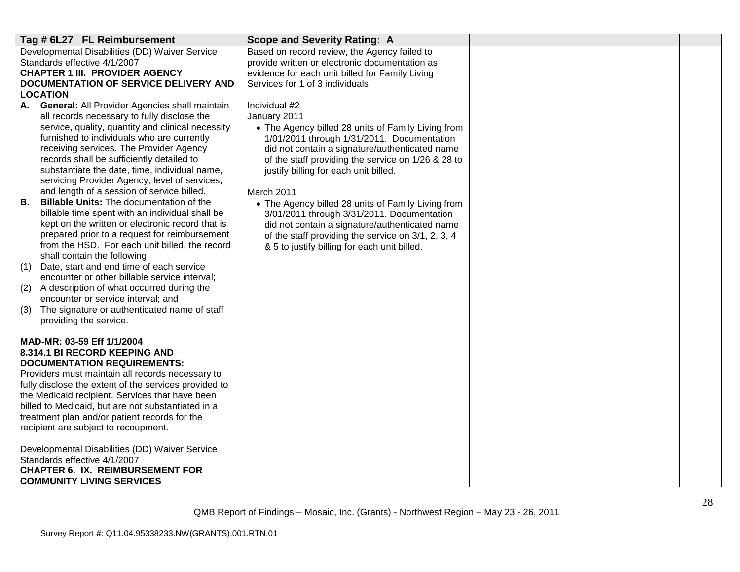| Tag # 6L27 FL Reimbursement | Scope and Severity Rating: A | | |
|---|---|---|---|
| Developmental Disabilities (DD) Waiver Service Standards effective 4/1/2007<br>**CHAPTER 1 III. PROVIDER AGENCY DOCUMENTATION OF SERVICE DELIVERY AND LOCATION**<br>**A. General:** All Provider Agencies shall maintain all records necessary to fully disclose the service, quality, quantity and clinical necessity furnished to individuals who are currently receiving services. The Provider Agency records shall be sufficiently detailed to substantiate the date, time, individual name, servicing Provider Agency, level of services, and length of a session of service billed.<br>**B. Billable Units:** The documentation of the billable time spent with an individual shall be kept on the written or electronic record that is prepared prior to a request for reimbursement from the HSD. For each unit billed, the record shall contain the following:<br>(1) Date, start and end time of each service encounter or other billable service interval;<br>(2) A description of what occurred during the encounter or service interval; and<br>(3) The signature or authenticated name of staff providing the service.<br><br>**MAD-MR: 03-59 Eff 1/1/2004**<br>**8.314.1 BI RECORD KEEPING AND DOCUMENTATION REQUIREMENTS:**<br>Providers must maintain all records necessary to fully disclose the extent of the services provided to the Medicaid recipient. Services that have been billed to Medicaid, but are not substantiated in a treatment plan and/or patient records for the recipient are subject to recoupment.<br><br>Developmental Disabilities (DD) Waiver Service Standards effective 4/1/2007<br>**CHAPTER 6. IX. REIMBURSEMENT FOR COMMUNITY LIVING SERVICES** | Based on record review, the Agency failed to provide written or electronic documentation as evidence for each unit billed for Family Living Services for 1 of 3 individuals.<br><br>Individual #2<br>January 2011<br>• The Agency billed 28 units of Family Living from 1/01/2011 through 1/31/2011. Documentation did not contain a signature/authenticated name of the staff providing the service on 1/26 & 28 to justify billing for each unit billed.<br><br>March 2011<br>• The Agency billed 28 units of Family Living from 3/01/2011 through 3/31/2011. Documentation did not contain a signature/authenticated name of the staff providing the service on 3/1, 2, 3, 4 & 5 to justify billing for each unit billed. | | |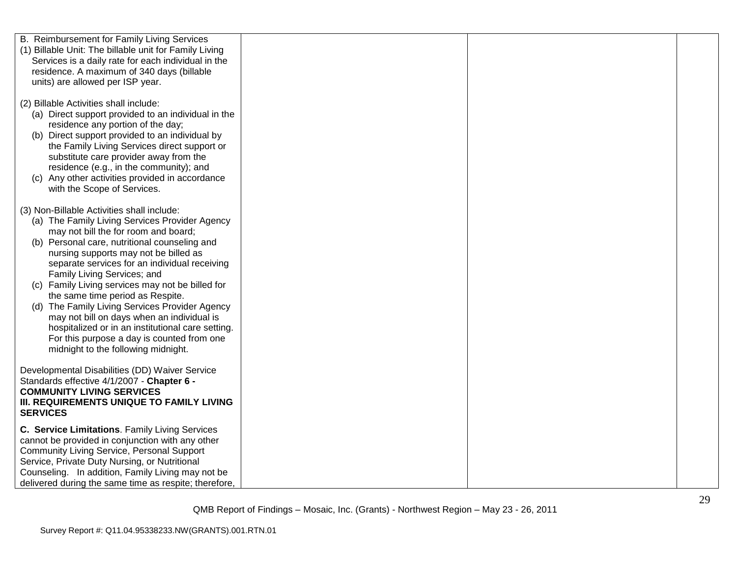| | | | |
|---|---|---|---|
| B. Reimbursement for Family Living Services<br>(1) Billable Unit: The billable unit for Family Living Services is a daily rate for each individual in the residence. A maximum of 340 days (billable units) are allowed per ISP year.<br><br>(2) Billable Activities shall include:<br>(a) Direct support provided to an individual in the residence any portion of the day;<br>(b) Direct support provided to an individual by the Family Living Services direct support or substitute care provider away from the residence (e.g., in the community); and<br>(c) Any other activities provided in accordance with the Scope of Services.<br><br>(3) Non-Billable Activities shall include:<br>(a) The Family Living Services Provider Agency may not bill the for room and board;<br>(b) Personal care, nutritional counseling and nursing supports may not be billed as separate services for an individual receiving Family Living Services; and<br>(c) Family Living services may not be billed for the same time period as Respite.<br>(d) The Family Living Services Provider Agency may not bill on days when an individual is hospitalized or in an institutional care setting. For this purpose a day is counted from one midnight to the following midnight.<br><br>Developmental Disabilities (DD) Waiver Service Standards effective 4/1/2007 - **Chapter 6 - COMMUNITY LIVING SERVICES III. REQUIREMENTS UNIQUE TO FAMILY LIVING SERVICES**<br><br>**C. Service Limitations**. Family Living Services cannot be provided in conjunction with any other Community Living Service, Personal Support Service, Private Duty Nursing, or Nutritional Counseling. In addition, Family Living may not be delivered during the same time as respite; therefore, | | | |

QMB Report of Findings – Mosaic, Inc. (Grants) - Northwest Region – May 23 - 26, 2011

Survey Report #: Q11.04.95338233.NW(GRANTS).001.RTN.01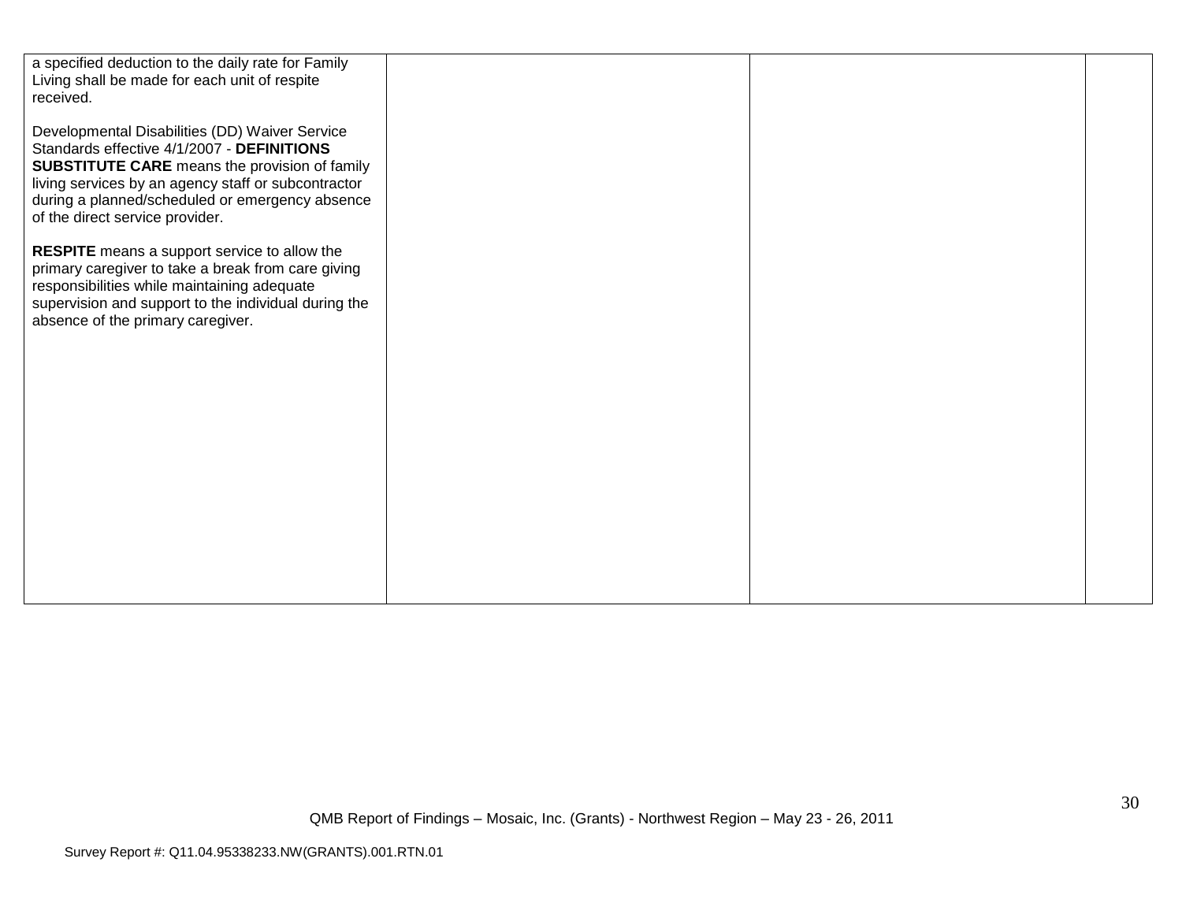| | | | |
|---|---|---|---|
| a specified deduction to the daily rate for Family Living shall be made for each unit of respite received.<br><br>Developmental Disabilities (DD) Waiver Service Standards effective 4/1/2007 - **DEFINITIONS SUBSTITUTE CARE** means the provision of family living services by an agency staff or subcontractor during a planned/scheduled or emergency absence of the direct service provider.<br><br>**RESPITE** means a support service to allow the primary caregiver to take a break from care giving responsibilities while maintaining adequate supervision and support to the individual during the absence of the primary caregiver. | | | |